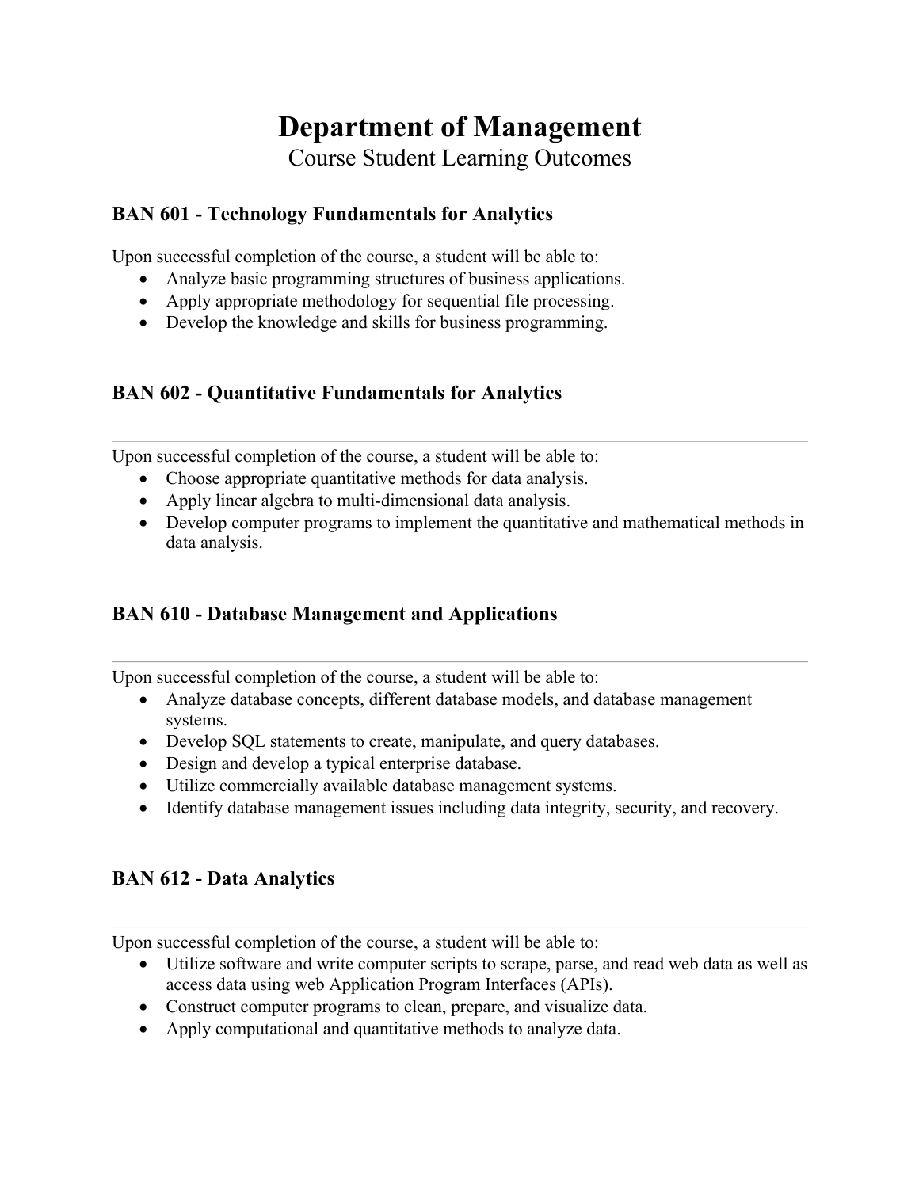# Department of Management

Course Student Learning Outcomes

### BAN 601 - Technology Fundamentals for Analytics

Upon successful completion of the course, a student will be able to:

- Analyze basic programming structures of business applications.
- Apply appropriate methodology for sequential file processing.
- Develop the knowledge and skills for business programming.

### BAN 602 - Quantitative Fundamentals for Analytics

Upon successful completion of the course, a student will be able to:

- Choose appropriate quantitative methods for data analysis.
- Apply linear algebra to multi-dimensional data analysis.
- Develop computer programs to implement the quantitative and mathematical methods in data analysis.

### BAN 610 - Database Management and Applications

Upon successful completion of the course, a student will be able to:

- Analyze database concepts, different database models, and database management systems.
- Develop SQL statements to create, manipulate, and query databases.
- Design and develop a typical enterprise database.
- Utilize commercially available database management systems.
- Identify database management issues including data integrity, security, and recovery.

### BAN 612 - Data Analytics

Upon successful completion of the course, a student will be able to:

- Utilize software and write computer scripts to scrape, parse, and read web data as well as access data using web Application Program Interfaces (APIs).
- Construct computer programs to clean, prepare, and visualize data.
- Apply computational and quantitative methods to analyze data.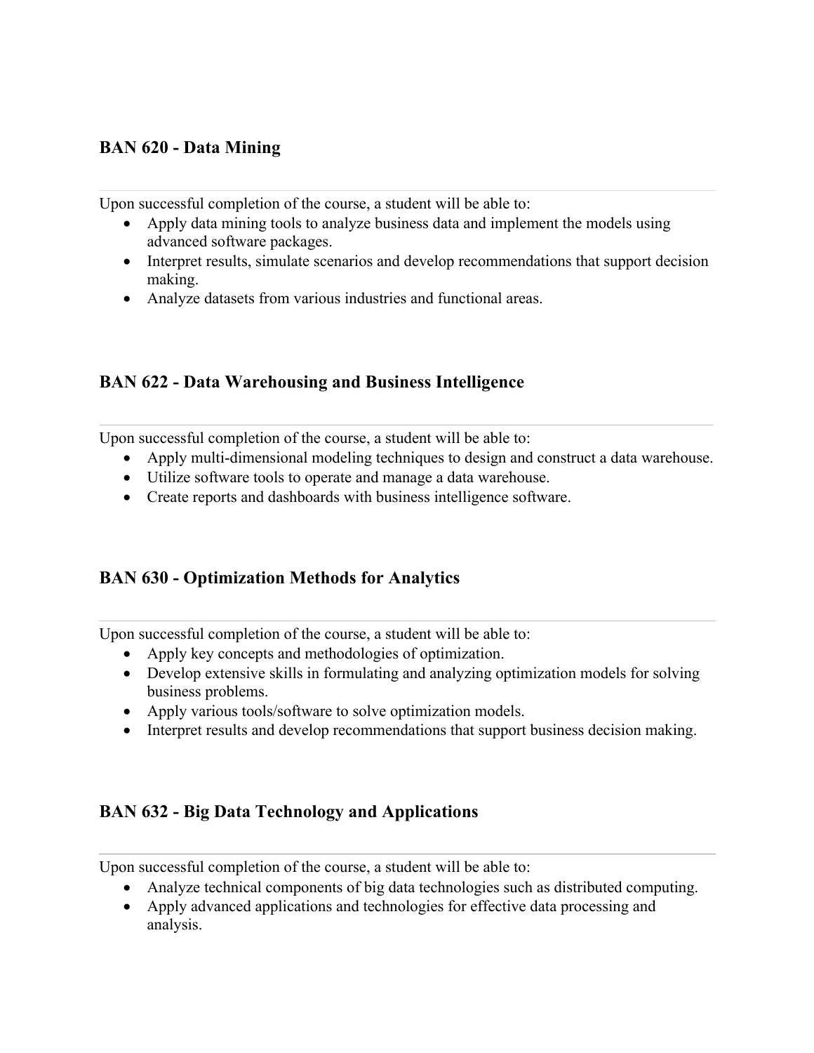### BAN 620 - Data Mining

---

Upon successful completion of the course, a student will be able to:

- Apply data mining tools to analyze business data and implement the models using advanced software packages.
- Interpret results, simulate scenarios and develop recommendations that support decision making.
- Analyze datasets from various industries and functional areas.

### BAN 622 - Data Warehousing and Business Intelligence

---

Upon successful completion of the course, a student will be able to:

- Apply multi-dimensional modeling techniques to design and construct a data warehouse.
- Utilize software tools to operate and manage a data warehouse.
- Create reports and dashboards with business intelligence software.

### BAN 630 - Optimization Methods for Analytics

---

Upon successful completion of the course, a student will be able to:

- Apply key concepts and methodologies of optimization.
- Develop extensive skills in formulating and analyzing optimization models for solving business problems.
- Apply various tools/software to solve optimization models.
- Interpret results and develop recommendations that support business decision making.

### BAN 632 - Big Data Technology and Applications

---

Upon successful completion of the course, a student will be able to:

- Analyze technical components of big data technologies such as distributed computing.
- Apply advanced applications and technologies for effective data processing and analysis.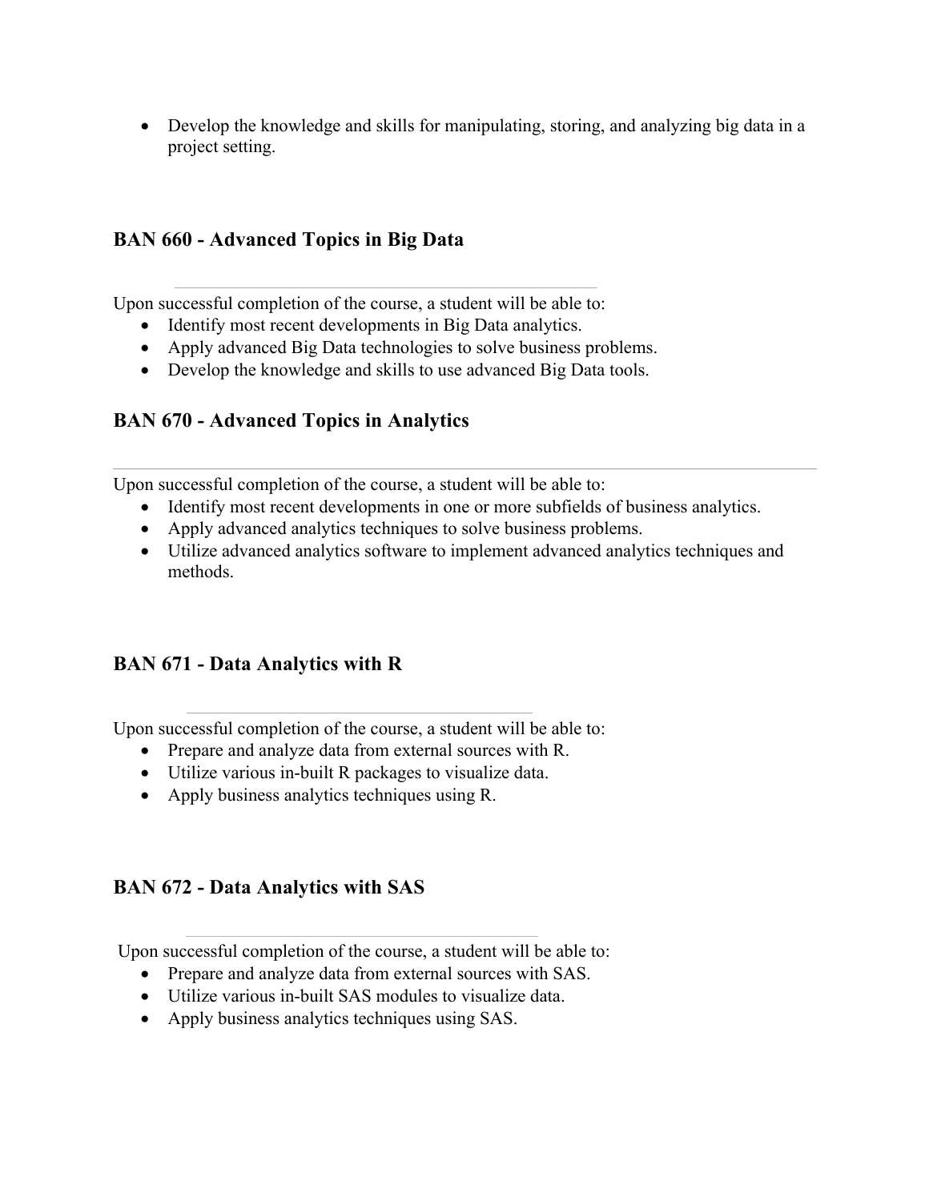- Develop the knowledge and skills for manipulating, storing, and analyzing big data in a project setting.

### BAN 660 - Advanced Topics in Big Data

Upon successful completion of the course, a student will be able to:

- Identify most recent developments in Big Data analytics.
- Apply advanced Big Data technologies to solve business problems.
- Develop the knowledge and skills to use advanced Big Data tools.

### BAN 670 - Advanced Topics in Analytics

Upon successful completion of the course, a student will be able to:

- Identify most recent developments in one or more subfields of business analytics.
- Apply advanced analytics techniques to solve business problems.
- Utilize advanced analytics software to implement advanced analytics techniques and methods.

### BAN 671 - Data Analytics with R

Upon successful completion of the course, a student will be able to:

- Prepare and analyze data from external sources with R.
- Utilize various in-built R packages to visualize data.
- Apply business analytics techniques using R.

### BAN 672 - Data Analytics with SAS

Upon successful completion of the course, a student will be able to:

- Prepare and analyze data from external sources with SAS.
- Utilize various in-built SAS modules to visualize data.
- Apply business analytics techniques using SAS.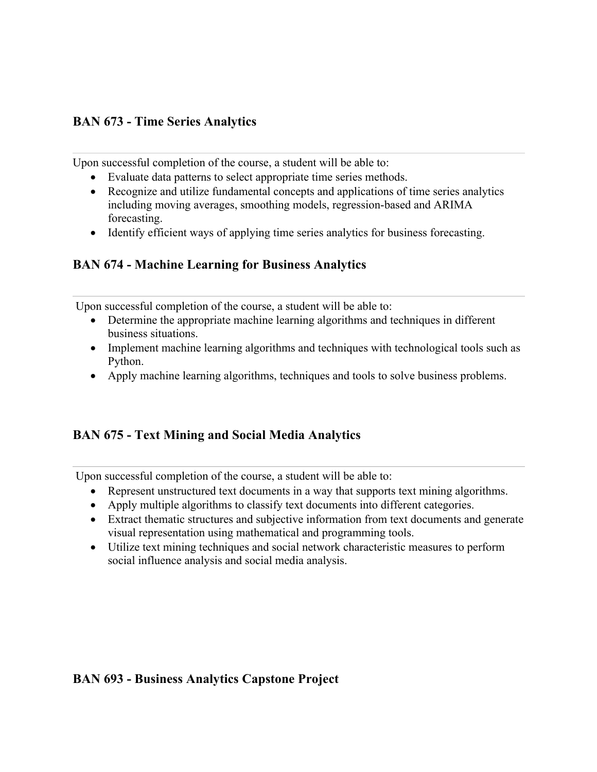### BAN 673 - Time Series Analytics

---

Upon successful completion of the course, a student will be able to:

- Evaluate data patterns to select appropriate time series methods.
- Recognize and utilize fundamental concepts and applications of time series analytics including moving averages, smoothing models, regression-based and ARIMA forecasting.
- Identify efficient ways of applying time series analytics for business forecasting.

### BAN 674 - Machine Learning for Business Analytics

---

Upon successful completion of the course, a student will be able to:

- Determine the appropriate machine learning algorithms and techniques in different business situations.
- Implement machine learning algorithms and techniques with technological tools such as Python.
- Apply machine learning algorithms, techniques and tools to solve business problems.

### BAN 675 - Text Mining and Social Media Analytics

---

Upon successful completion of the course, a student will be able to:

- Represent unstructured text documents in a way that supports text mining algorithms.
- Apply multiple algorithms to classify text documents into different categories.
- Extract thematic structures and subjective information from text documents and generate visual representation using mathematical and programming tools.
- Utilize text mining techniques and social network characteristic measures to perform social influence analysis and social media analysis.

### BAN 693 - Business Analytics Capstone Project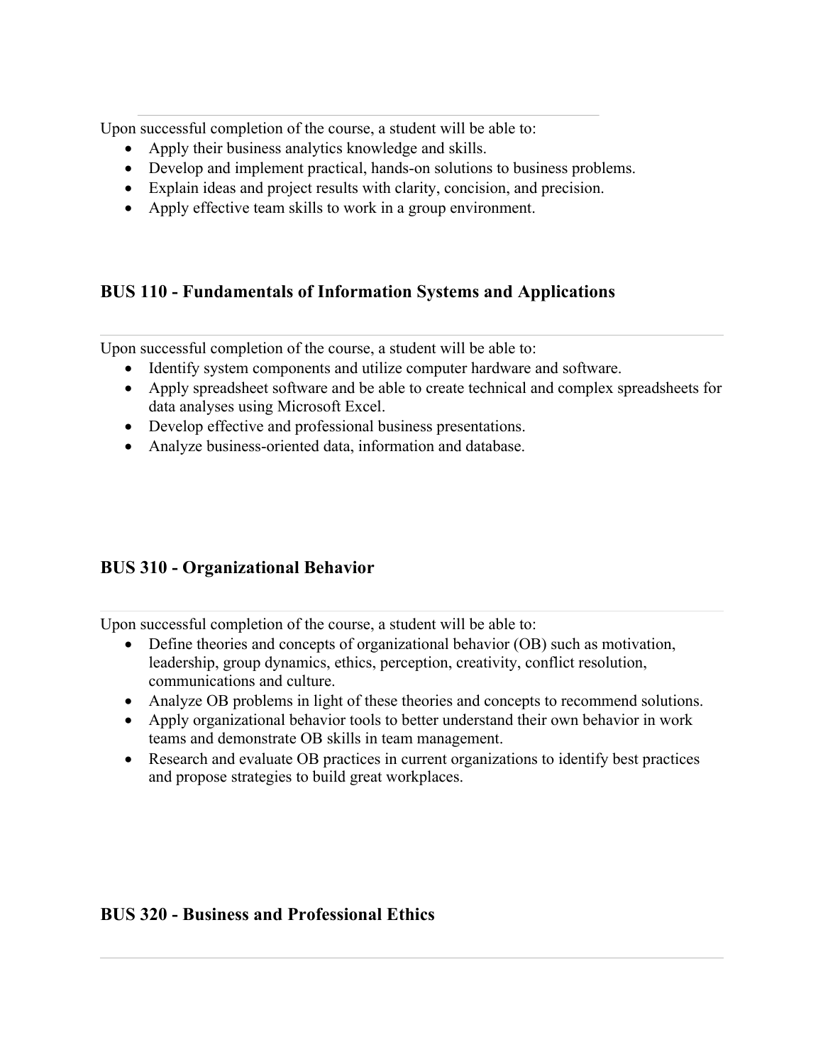Upon successful completion of the course, a student will be able to:

- Apply their business analytics knowledge and skills.
- Develop and implement practical, hands-on solutions to business problems.
- Explain ideas and project results with clarity, concision, and precision.
- Apply effective team skills to work in a group environment.

### BUS 110 - Fundamentals of Information Systems and Applications

Upon successful completion of the course, a student will be able to:

- Identify system components and utilize computer hardware and software.
- Apply spreadsheet software and be able to create technical and complex spreadsheets for data analyses using Microsoft Excel.
- Develop effective and professional business presentations.
- Analyze business-oriented data, information and database.

### BUS 310 - Organizational Behavior

Upon successful completion of the course, a student will be able to:

- Define theories and concepts of organizational behavior (OB) such as motivation, leadership, group dynamics, ethics, perception, creativity, conflict resolution, communications and culture.
- Analyze OB problems in light of these theories and concepts to recommend solutions.
- Apply organizational behavior tools to better understand their own behavior in work teams and demonstrate OB skills in team management.
- Research and evaluate OB practices in current organizations to identify best practices and propose strategies to build great workplaces.

### BUS 320 - Business and Professional Ethics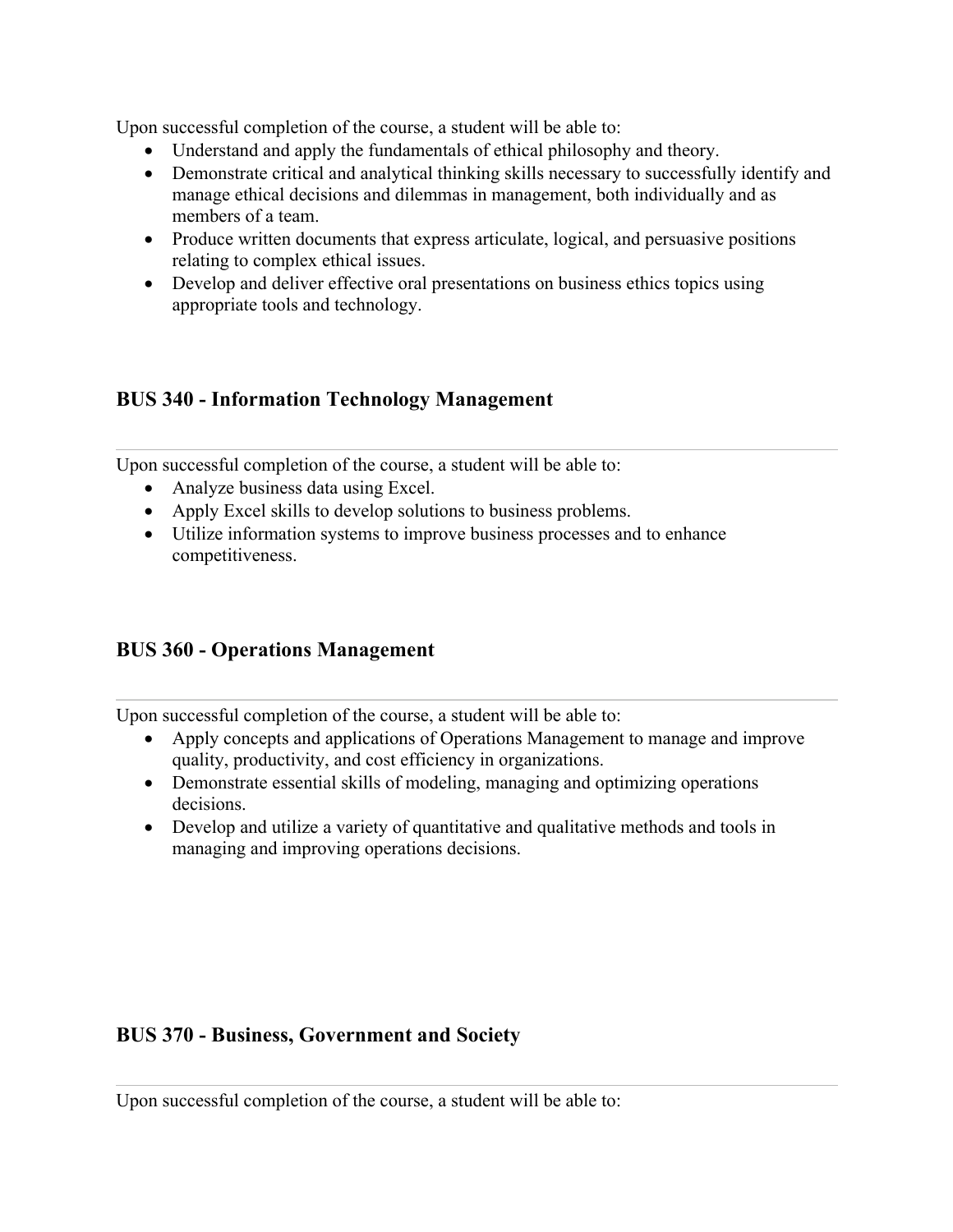Upon successful completion of the course, a student will be able to:

- Understand and apply the fundamentals of ethical philosophy and theory.
- Demonstrate critical and analytical thinking skills necessary to successfully identify and manage ethical decisions and dilemmas in management, both individually and as members of a team.
- Produce written documents that express articulate, logical, and persuasive positions relating to complex ethical issues.
- Develop and deliver effective oral presentations on business ethics topics using appropriate tools and technology.

### BUS 340 - Information Technology Management

---

Upon successful completion of the course, a student will be able to:

- Analyze business data using Excel.
- Apply Excel skills to develop solutions to business problems.
- Utilize information systems to improve business processes and to enhance competitiveness.

### BUS 360 - Operations Management

---

Upon successful completion of the course, a student will be able to:

- Apply concepts and applications of Operations Management to manage and improve quality, productivity, and cost efficiency in organizations.
- Demonstrate essential skills of modeling, managing and optimizing operations decisions.
- Develop and utilize a variety of quantitative and qualitative methods and tools in managing and improving operations decisions.

### BUS 370 - Business, Government and Society

---

Upon successful completion of the course, a student will be able to: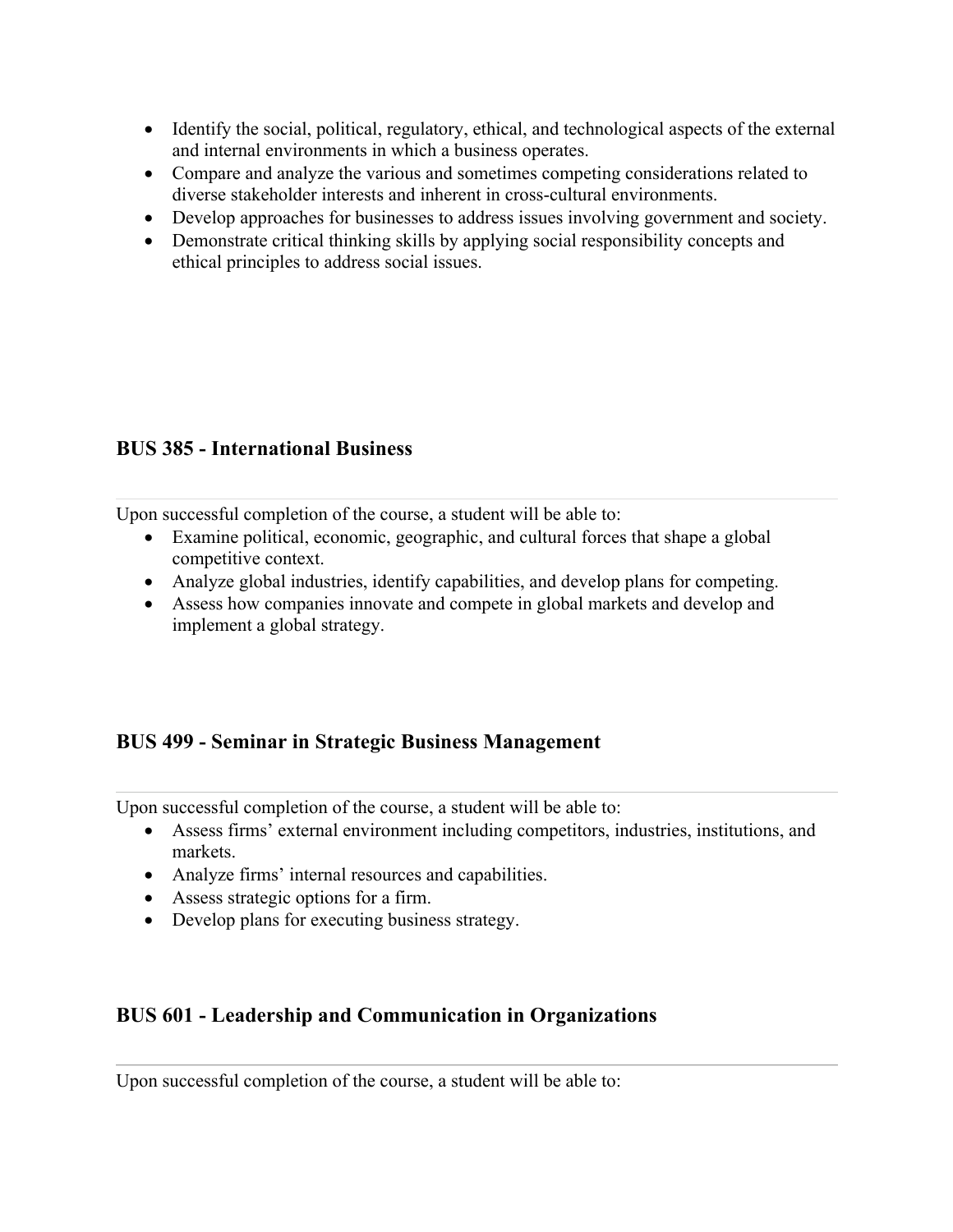- Identify the social, political, regulatory, ethical, and technological aspects of the external and internal environments in which a business operates.
- Compare and analyze the various and sometimes competing considerations related to diverse stakeholder interests and inherent in cross-cultural environments.
- Develop approaches for businesses to address issues involving government and society.
- Demonstrate critical thinking skills by applying social responsibility concepts and ethical principles to address social issues.

### BUS 385 - International Business

---

Upon successful completion of the course, a student will be able to:

- Examine political, economic, geographic, and cultural forces that shape a global competitive context.
- Analyze global industries, identify capabilities, and develop plans for competing.
- Assess how companies innovate and compete in global markets and develop and implement a global strategy.

### BUS 499 - Seminar in Strategic Business Management

---

Upon successful completion of the course, a student will be able to:

- Assess firms' external environment including competitors, industries, institutions, and markets.
- Analyze firms' internal resources and capabilities.
- Assess strategic options for a firm.
- Develop plans for executing business strategy.

### BUS 601 - Leadership and Communication in Organizations

---

Upon successful completion of the course, a student will be able to: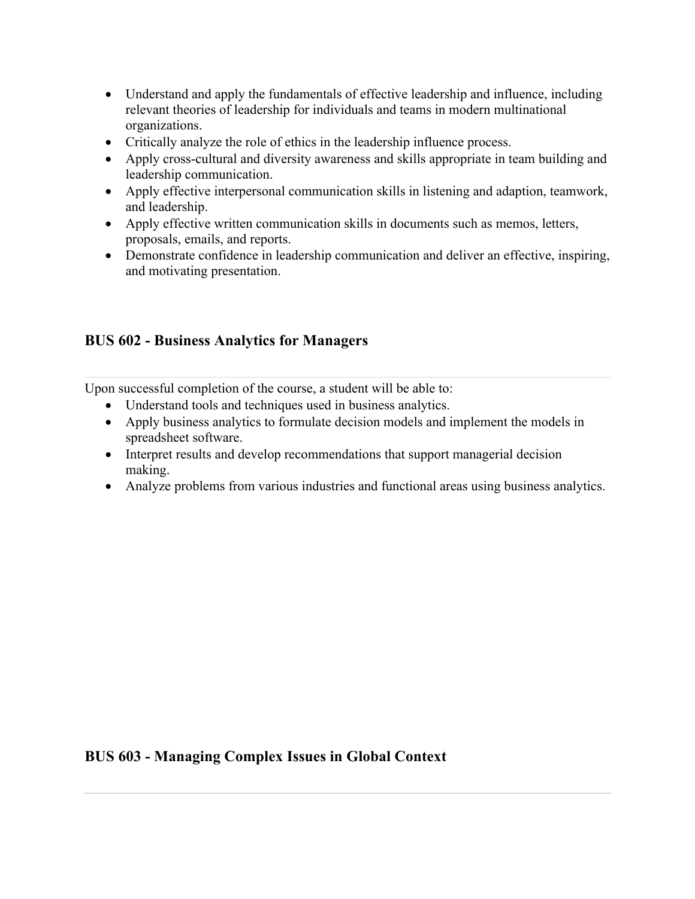- Understand and apply the fundamentals of effective leadership and influence, including relevant theories of leadership for individuals and teams in modern multinational organizations.
- Critically analyze the role of ethics in the leadership influence process.
- Apply cross-cultural and diversity awareness and skills appropriate in team building and leadership communication.
- Apply effective interpersonal communication skills in listening and adaption, teamwork, and leadership.
- Apply effective written communication skills in documents such as memos, letters, proposals, emails, and reports.
- Demonstrate confidence in leadership communication and deliver an effective, inspiring, and motivating presentation.

### BUS 602 - Business Analytics for Managers

---

Upon successful completion of the course, a student will be able to:

- Understand tools and techniques used in business analytics.
- Apply business analytics to formulate decision models and implement the models in spreadsheet software.
- Interpret results and develop recommendations that support managerial decision making.
- Analyze problems from various industries and functional areas using business analytics.

### BUS 603 - Managing Complex Issues in Global Context

---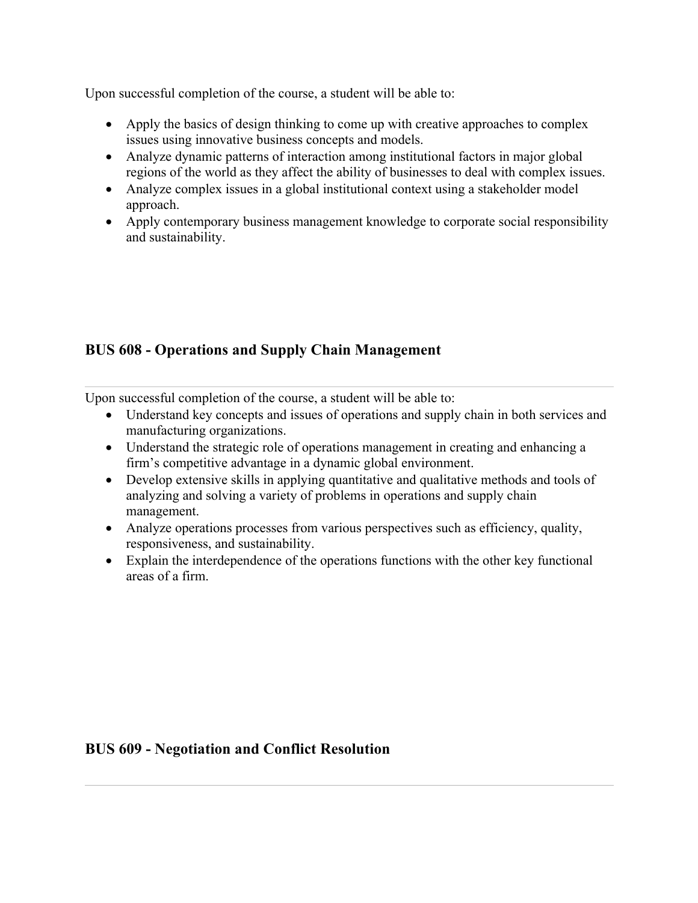Upon successful completion of the course, a student will be able to:

- Apply the basics of design thinking to come up with creative approaches to complex issues using innovative business concepts and models.
- Analyze dynamic patterns of interaction among institutional factors in major global regions of the world as they affect the ability of businesses to deal with complex issues.
- Analyze complex issues in a global institutional context using a stakeholder model approach.
- Apply contemporary business management knowledge to corporate social responsibility and sustainability.

## BUS 608 - Operations and Supply Chain Management

---

Upon successful completion of the course, a student will be able to:

- Understand key concepts and issues of operations and supply chain in both services and manufacturing organizations.
- Understand the strategic role of operations management in creating and enhancing a firm's competitive advantage in a dynamic global environment.
- Develop extensive skills in applying quantitative and qualitative methods and tools of analyzing and solving a variety of problems in operations and supply chain management.
- Analyze operations processes from various perspectives such as efficiency, quality, responsiveness, and sustainability.
- Explain the interdependence of the operations functions with the other key functional areas of a firm.

## BUS 609 - Negotiation and Conflict Resolution

---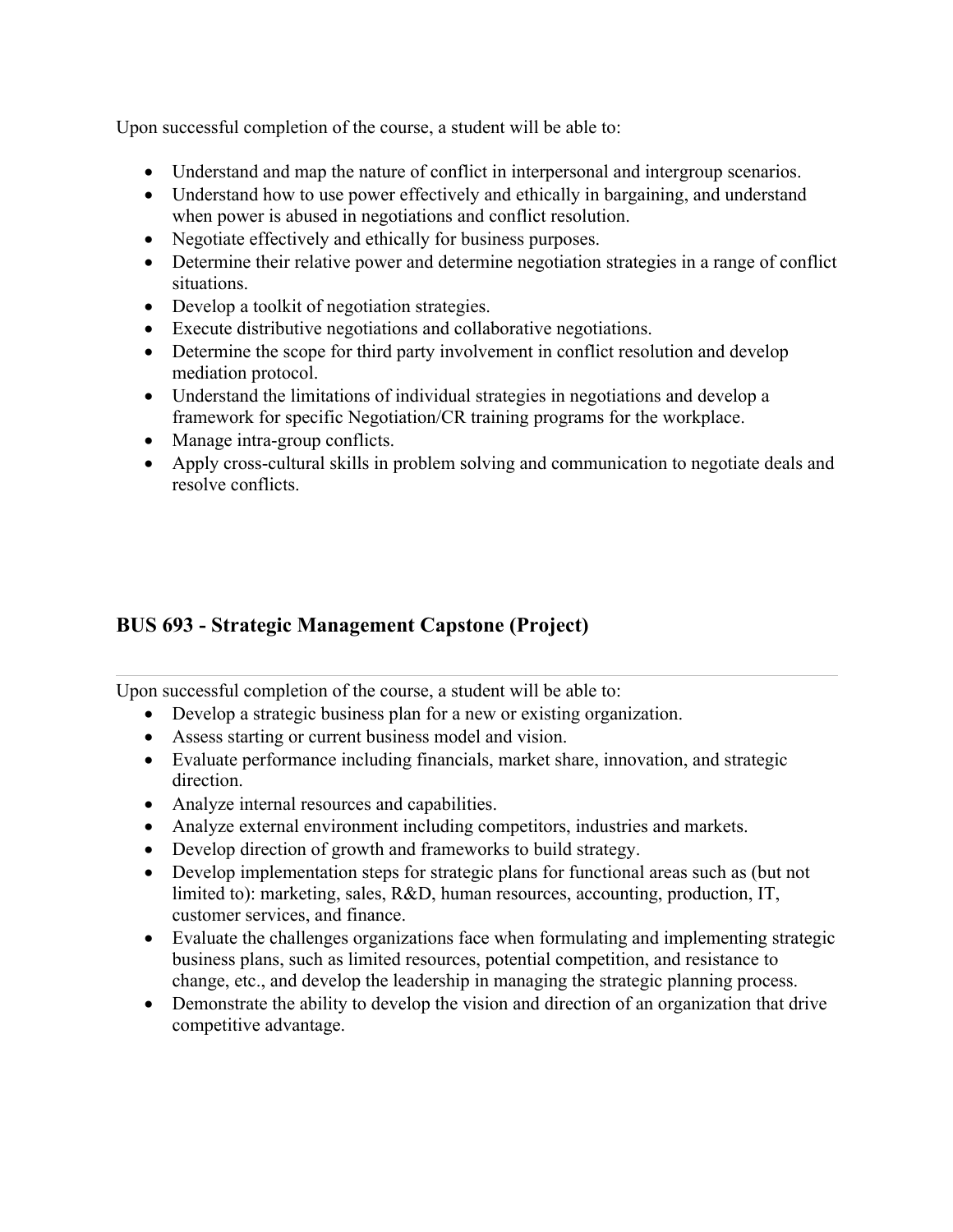Upon successful completion of the course, a student will be able to:

- Understand and map the nature of conflict in interpersonal and intergroup scenarios.
- Understand how to use power effectively and ethically in bargaining, and understand when power is abused in negotiations and conflict resolution.
- Negotiate effectively and ethically for business purposes.
- Determine their relative power and determine negotiation strategies in a range of conflict situations.
- Develop a toolkit of negotiation strategies.
- Execute distributive negotiations and collaborative negotiations.
- Determine the scope for third party involvement in conflict resolution and develop mediation protocol.
- Understand the limitations of individual strategies in negotiations and develop a framework for specific Negotiation/CR training programs for the workplace.
- Manage intra-group conflicts.
- Apply cross-cultural skills in problem solving and communication to negotiate deals and resolve conflicts.

## BUS 693 - Strategic Management Capstone (Project)

---

Upon successful completion of the course, a student will be able to:

- Develop a strategic business plan for a new or existing organization.
- Assess starting or current business model and vision.
- Evaluate performance including financials, market share, innovation, and strategic direction.
- Analyze internal resources and capabilities.
- Analyze external environment including competitors, industries and markets.
- Develop direction of growth and frameworks to build strategy.
- Develop implementation steps for strategic plans for functional areas such as (but not limited to): marketing, sales, R&D, human resources, accounting, production, IT, customer services, and finance.
- Evaluate the challenges organizations face when formulating and implementing strategic business plans, such as limited resources, potential competition, and resistance to change, etc., and develop the leadership in managing the strategic planning process.
- Demonstrate the ability to develop the vision and direction of an organization that drive competitive advantage.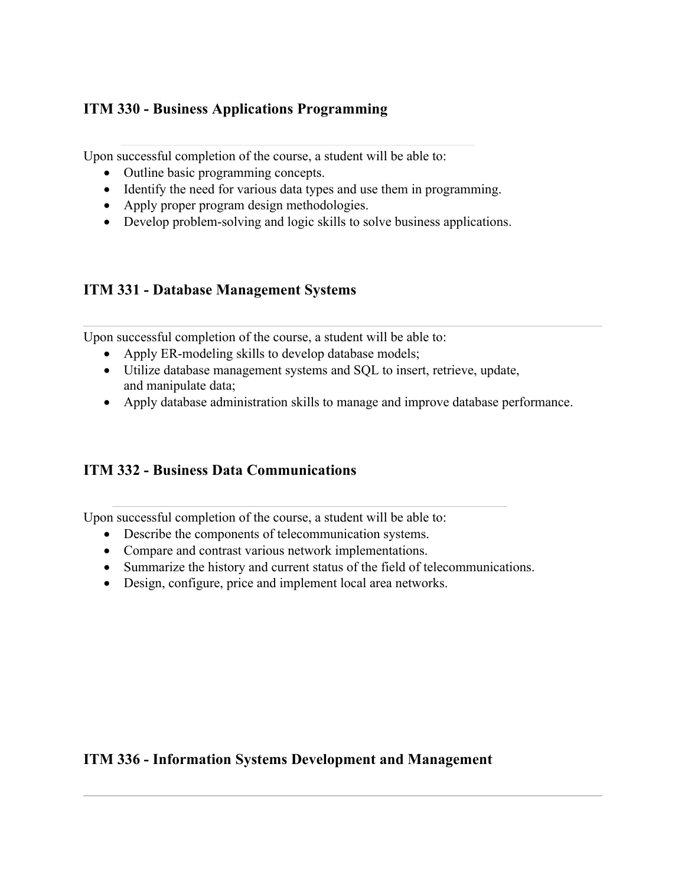### ITM 330 - Business Applications Programming

Upon successful completion of the course, a student will be able to:

- Outline basic programming concepts.
- Identify the need for various data types and use them in programming.
- Apply proper program design methodologies.
- Develop problem-solving and logic skills to solve business applications.

### ITM 331 - Database Management Systems

Upon successful completion of the course, a student will be able to:

- Apply ER-modeling skills to develop database models;
- Utilize database management systems and SQL to insert, retrieve, update, and manipulate data;
- Apply database administration skills to manage and improve database performance.

### ITM 332 - Business Data Communications

Upon successful completion of the course, a student will be able to:

- Describe the components of telecommunication systems.
- Compare and contrast various network implementations.
- Summarize the history and current status of the field of telecommunications.
- Design, configure, price and implement local area networks.

### ITM 336 - Information Systems Development and Management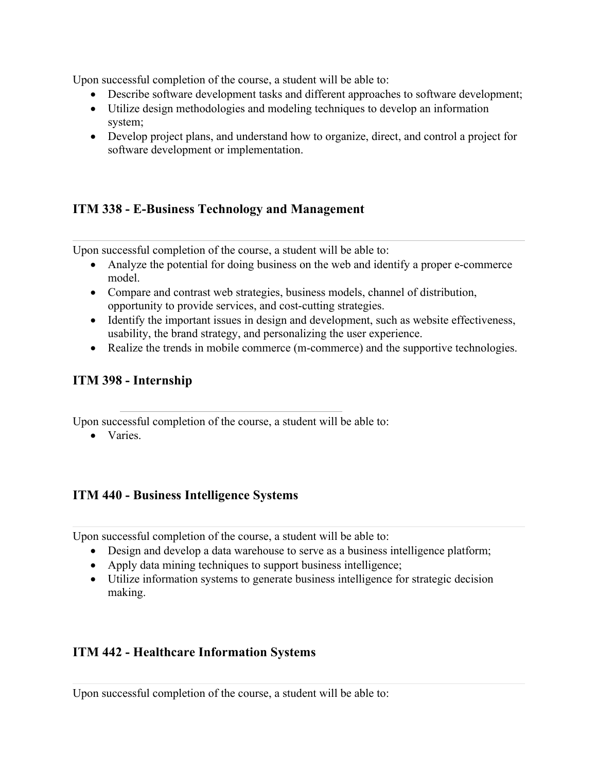Upon successful completion of the course, a student will be able to:

- Describe software development tasks and different approaches to software development;
- Utilize design methodologies and modeling techniques to develop an information system;
- Develop project plans, and understand how to organize, direct, and control a project for software development or implementation.

### ITM 338 - E-Business Technology and Management

Upon successful completion of the course, a student will be able to:

- Analyze the potential for doing business on the web and identify a proper e-commerce model.
- Compare and contrast web strategies, business models, channel of distribution, opportunity to provide services, and cost-cutting strategies.
- Identify the important issues in design and development, such as website effectiveness, usability, the brand strategy, and personalizing the user experience.
- Realize the trends in mobile commerce (m-commerce) and the supportive technologies.

### ITM 398 - Internship

Upon successful completion of the course, a student will be able to:

- Varies.

### ITM 440 - Business Intelligence Systems

Upon successful completion of the course, a student will be able to:

- Design and develop a data warehouse to serve as a business intelligence platform;
- Apply data mining techniques to support business intelligence;
- Utilize information systems to generate business intelligence for strategic decision making.

### ITM 442 - Healthcare Information Systems

Upon successful completion of the course, a student will be able to: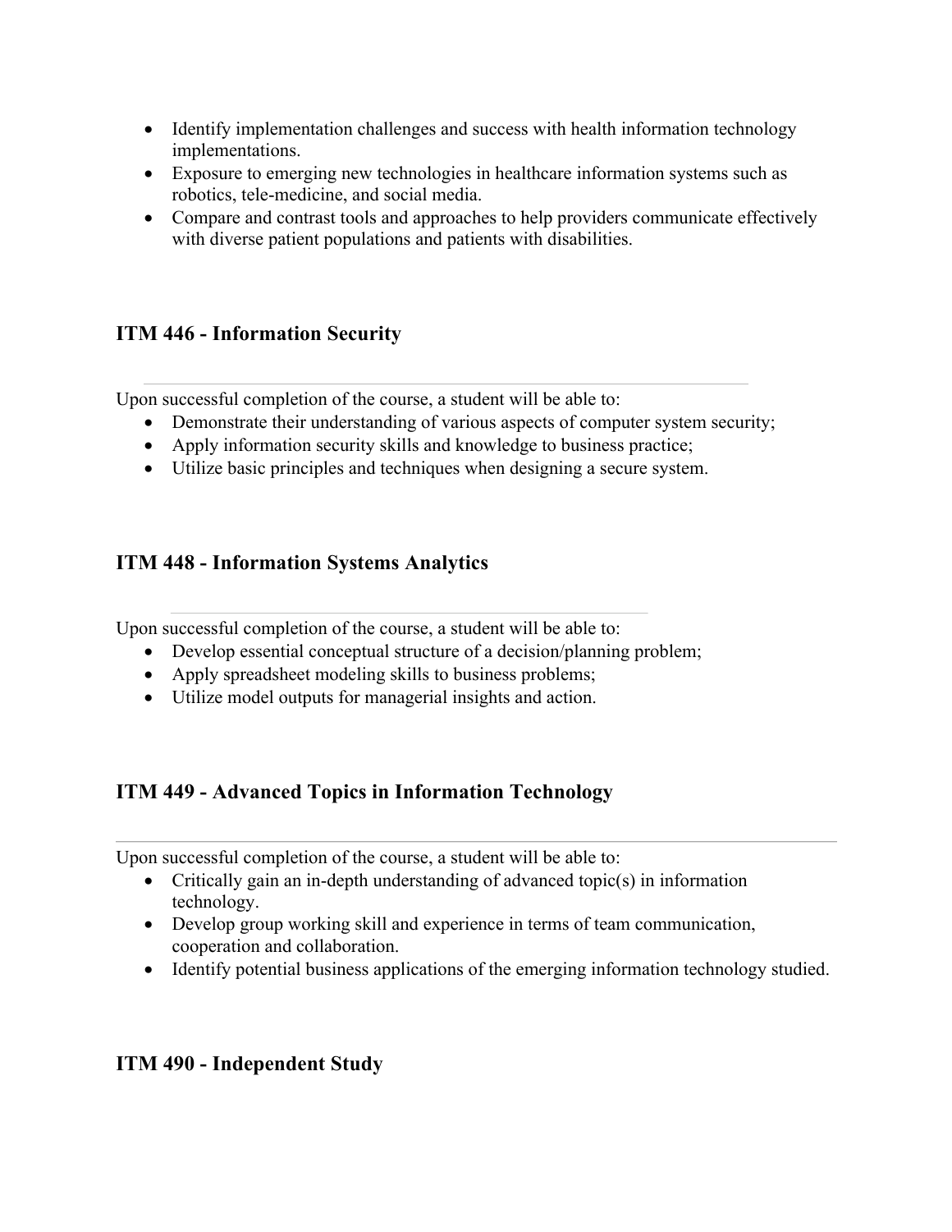- Identify implementation challenges and success with health information technology implementations.
- Exposure to emerging new technologies in healthcare information systems such as robotics, tele-medicine, and social media.
- Compare and contrast tools and approaches to help providers communicate effectively with diverse patient populations and patients with disabilities.

## ITM 446 - Information Security

Upon successful completion of the course, a student will be able to:

- Demonstrate their understanding of various aspects of computer system security;
- Apply information security skills and knowledge to business practice;
- Utilize basic principles and techniques when designing a secure system.

## ITM 448 - Information Systems Analytics

Upon successful completion of the course, a student will be able to:

- Develop essential conceptual structure of a decision/planning problem;
- Apply spreadsheet modeling skills to business problems;
- Utilize model outputs for managerial insights and action.

## ITM 449 - Advanced Topics in Information Technology

Upon successful completion of the course, a student will be able to:

- Critically gain an in-depth understanding of advanced topic(s) in information technology.
- Develop group working skill and experience in terms of team communication, cooperation and collaboration.
- Identify potential business applications of the emerging information technology studied.

## ITM 490 - Independent Study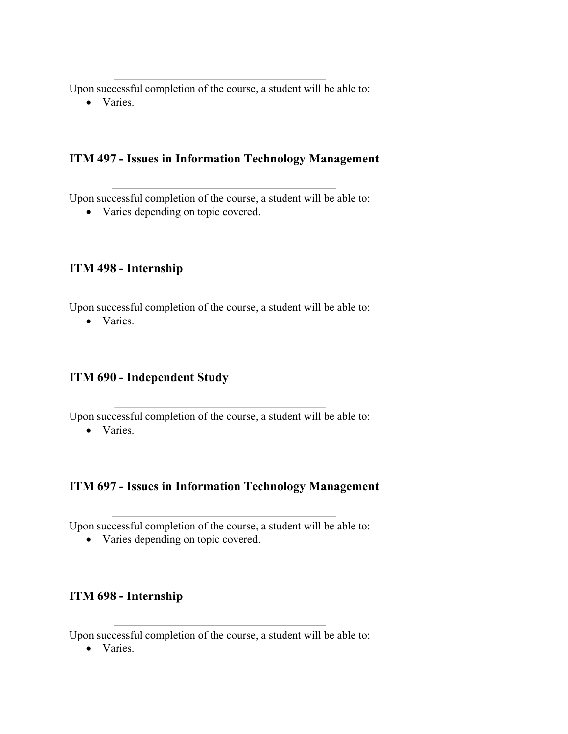Upon successful completion of the course, a student will be able to:

- Varies.

### ITM 497 - Issues in Information Technology Management

---

Upon successful completion of the course, a student will be able to:

- Varies depending on topic covered.

### ITM 498 - Internship

---

Upon successful completion of the course, a student will be able to:

- Varies.

### ITM 690 - Independent Study

---

Upon successful completion of the course, a student will be able to:

- Varies.

### ITM 697 - Issues in Information Technology Management

---

Upon successful completion of the course, a student will be able to:

- Varies depending on topic covered.

### ITM 698 - Internship

---

Upon successful completion of the course, a student will be able to:

- Varies.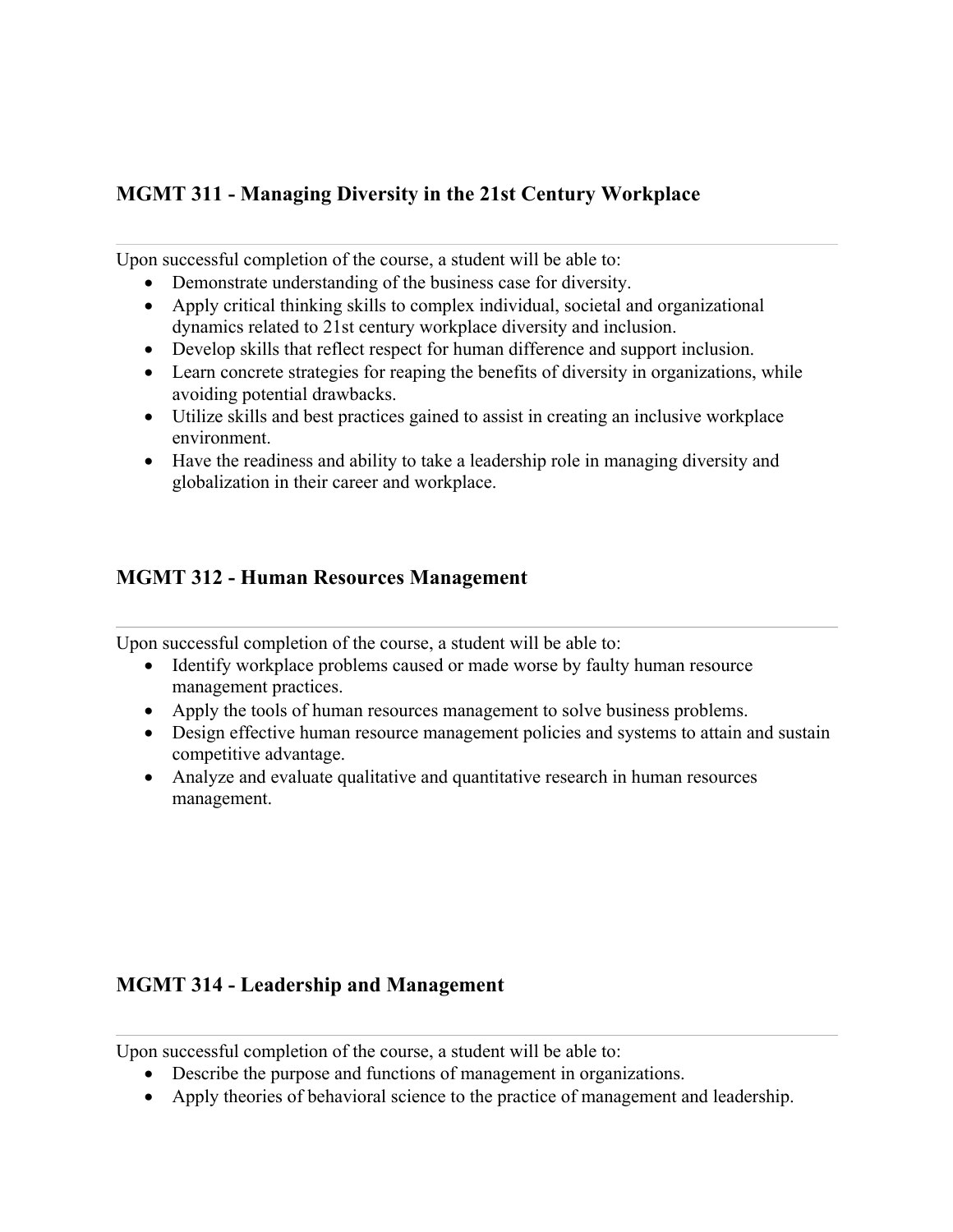### MGMT 311 - Managing Diversity in the 21st Century Workplace

---

Upon successful completion of the course, a student will be able to:

- Demonstrate understanding of the business case for diversity.
- Apply critical thinking skills to complex individual, societal and organizational dynamics related to 21st century workplace diversity and inclusion.
- Develop skills that reflect respect for human difference and support inclusion.
- Learn concrete strategies for reaping the benefits of diversity in organizations, while avoiding potential drawbacks.
- Utilize skills and best practices gained to assist in creating an inclusive workplace environment.
- Have the readiness and ability to take a leadership role in managing diversity and globalization in their career and workplace.

### MGMT 312 - Human Resources Management

---

Upon successful completion of the course, a student will be able to:

- Identify workplace problems caused or made worse by faulty human resource management practices.
- Apply the tools of human resources management to solve business problems.
- Design effective human resource management policies and systems to attain and sustain competitive advantage.
- Analyze and evaluate qualitative and quantitative research in human resources management.

### MGMT 314 - Leadership and Management

---

Upon successful completion of the course, a student will be able to:

- Describe the purpose and functions of management in organizations.
- Apply theories of behavioral science to the practice of management and leadership.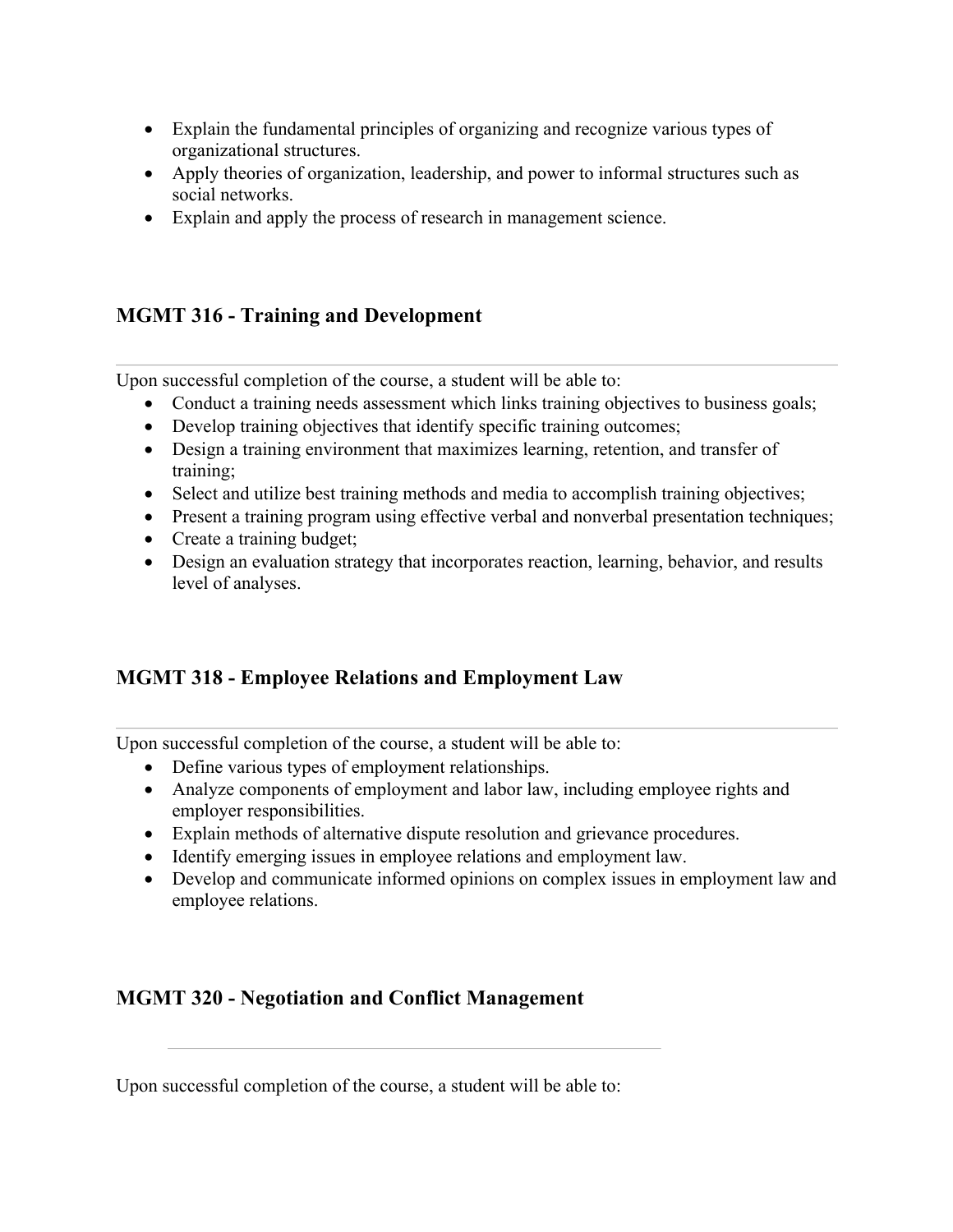- Explain the fundamental principles of organizing and recognize various types of organizational structures.
- Apply theories of organization, leadership, and power to informal structures such as social networks.
- Explain and apply the process of research in management science.

## MGMT 316 - Training and Development

---

Upon successful completion of the course, a student will be able to:

- Conduct a training needs assessment which links training objectives to business goals;
- Develop training objectives that identify specific training outcomes;
- Design a training environment that maximizes learning, retention, and transfer of training;
- Select and utilize best training methods and media to accomplish training objectives;
- Present a training program using effective verbal and nonverbal presentation techniques;
- Create a training budget;
- Design an evaluation strategy that incorporates reaction, learning, behavior, and results level of analyses.

## MGMT 318 - Employee Relations and Employment Law

---

Upon successful completion of the course, a student will be able to:

- Define various types of employment relationships.
- Analyze components of employment and labor law, including employee rights and employer responsibilities.
- Explain methods of alternative dispute resolution and grievance procedures.
- Identify emerging issues in employee relations and employment law.
- Develop and communicate informed opinions on complex issues in employment law and employee relations.

## MGMT 320 - Negotiation and Conflict Management

---

Upon successful completion of the course, a student will be able to: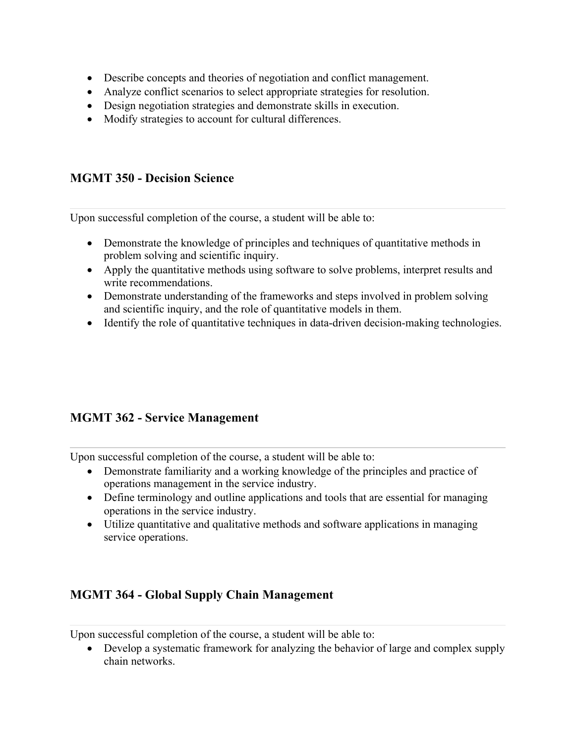- Describe concepts and theories of negotiation and conflict management.
- Analyze conflict scenarios to select appropriate strategies for resolution.
- Design negotiation strategies and demonstrate skills in execution.
- Modify strategies to account for cultural differences.

### MGMT 350 - Decision Science

---

Upon successful completion of the course, a student will be able to:

- Demonstrate the knowledge of principles and techniques of quantitative methods in problem solving and scientific inquiry.
- Apply the quantitative methods using software to solve problems, interpret results and write recommendations.
- Demonstrate understanding of the frameworks and steps involved in problem solving and scientific inquiry, and the role of quantitative models in them.
- Identify the role of quantitative techniques in data-driven decision-making technologies.

### MGMT 362 - Service Management

---

Upon successful completion of the course, a student will be able to:

- Demonstrate familiarity and a working knowledge of the principles and practice of operations management in the service industry.
- Define terminology and outline applications and tools that are essential for managing operations in the service industry.
- Utilize quantitative and qualitative methods and software applications in managing service operations.

### MGMT 364 - Global Supply Chain Management

---

Upon successful completion of the course, a student will be able to:

- Develop a systematic framework for analyzing the behavior of large and complex supply chain networks.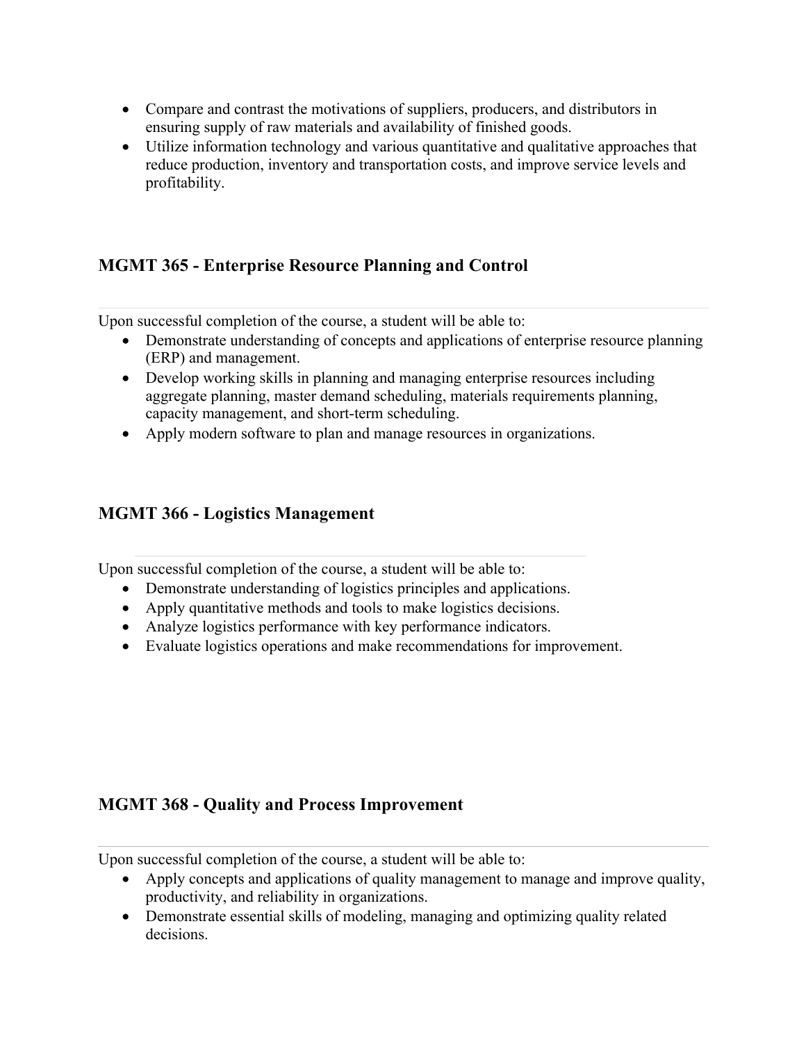- Compare and contrast the motivations of suppliers, producers, and distributors in ensuring supply of raw materials and availability of finished goods.
- Utilize information technology and various quantitative and qualitative approaches that reduce production, inventory and transportation costs, and improve service levels and profitability.

### MGMT 365 - Enterprise Resource Planning and Control

Upon successful completion of the course, a student will be able to:

- Demonstrate understanding of concepts and applications of enterprise resource planning (ERP) and management.
- Develop working skills in planning and managing enterprise resources including aggregate planning, master demand scheduling, materials requirements planning, capacity management, and short-term scheduling.
- Apply modern software to plan and manage resources in organizations.

### MGMT 366 - Logistics Management

Upon successful completion of the course, a student will be able to:

- Demonstrate understanding of logistics principles and applications.
- Apply quantitative methods and tools to make logistics decisions.
- Analyze logistics performance with key performance indicators.
- Evaluate logistics operations and make recommendations for improvement.

### MGMT 368 - Quality and Process Improvement

Upon successful completion of the course, a student will be able to:

- Apply concepts and applications of quality management to manage and improve quality, productivity, and reliability in organizations.
- Demonstrate essential skills of modeling, managing and optimizing quality related decisions.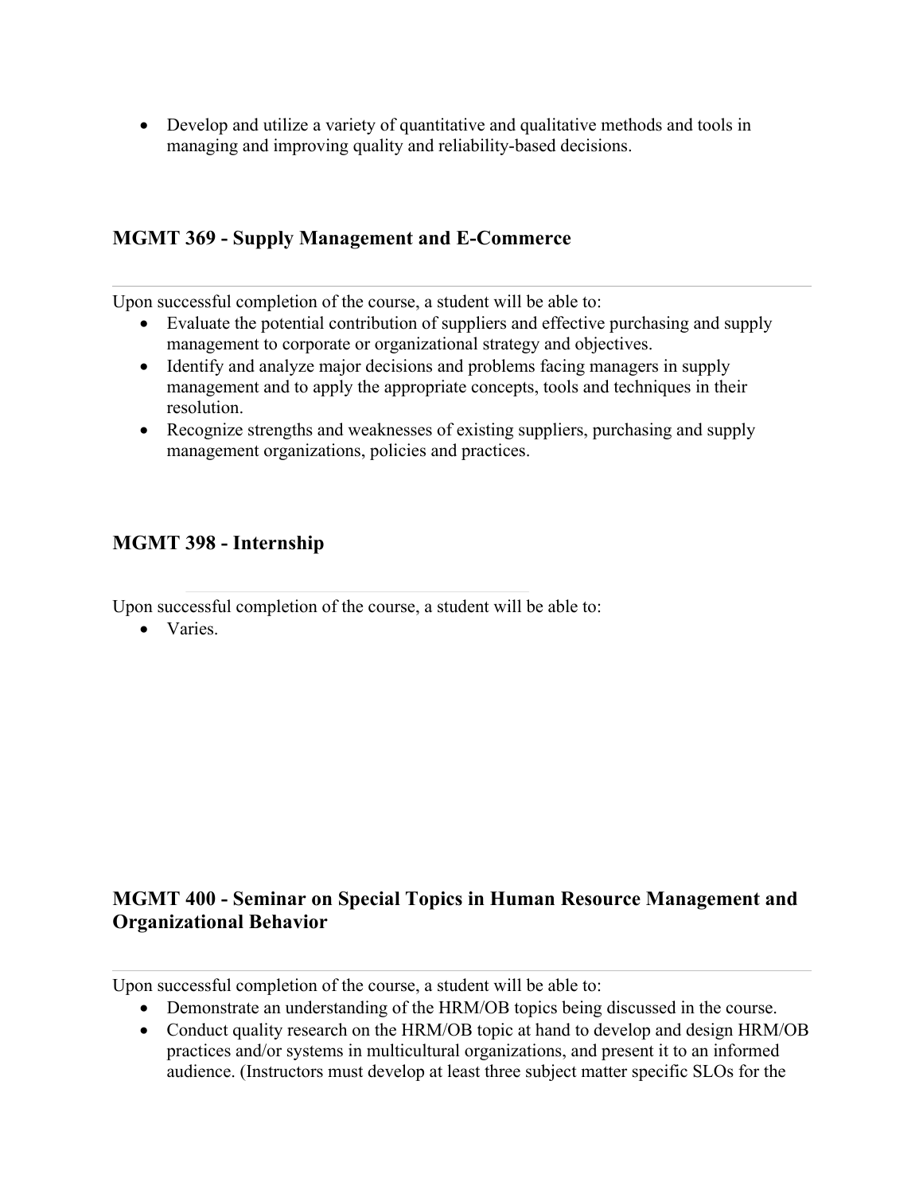- Develop and utilize a variety of quantitative and qualitative methods and tools in managing and improving quality and reliability-based decisions.

### MGMT 369 - Supply Management and E-Commerce

---

Upon successful completion of the course, a student will be able to:

- Evaluate the potential contribution of suppliers and effective purchasing and supply management to corporate or organizational strategy and objectives.
- Identify and analyze major decisions and problems facing managers in supply management and to apply the appropriate concepts, tools and techniques in their resolution.
- Recognize strengths and weaknesses of existing suppliers, purchasing and supply management organizations, policies and practices.

### MGMT 398 - Internship

---

Upon successful completion of the course, a student will be able to:

- Varies.

### MGMT 400 - Seminar on Special Topics in Human Resource Management and Organizational Behavior

---

Upon successful completion of the course, a student will be able to:

- Demonstrate an understanding of the HRM/OB topics being discussed in the course.
- Conduct quality research on the HRM/OB topic at hand to develop and design HRM/OB practices and/or systems in multicultural organizations, and present it to an informed audience. (Instructors must develop at least three subject matter specific SLOs for the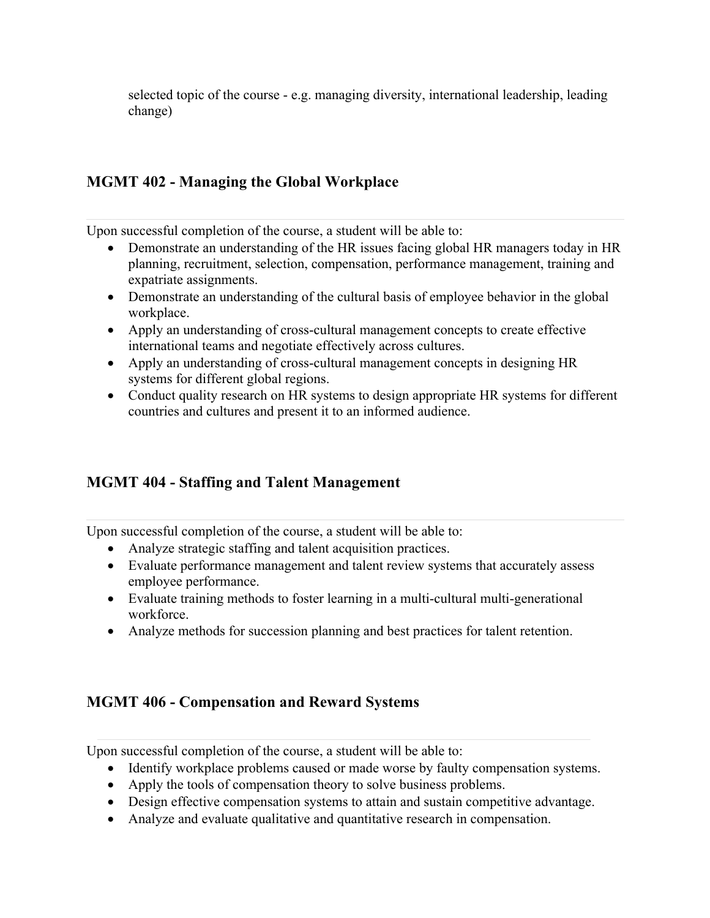selected topic of the course - e.g. managing diversity, international leadership, leading change)

### MGMT 402 - Managing the Global Workplace

---

Upon successful completion of the course, a student will be able to:

- Demonstrate an understanding of the HR issues facing global HR managers today in HR planning, recruitment, selection, compensation, performance management, training and expatriate assignments.
- Demonstrate an understanding of the cultural basis of employee behavior in the global workplace.
- Apply an understanding of cross-cultural management concepts to create effective international teams and negotiate effectively across cultures.
- Apply an understanding of cross-cultural management concepts in designing HR systems for different global regions.
- Conduct quality research on HR systems to design appropriate HR systems for different countries and cultures and present it to an informed audience.

### MGMT 404 - Staffing and Talent Management

---

Upon successful completion of the course, a student will be able to:

- Analyze strategic staffing and talent acquisition practices.
- Evaluate performance management and talent review systems that accurately assess employee performance.
- Evaluate training methods to foster learning in a multi-cultural multi-generational workforce.
- Analyze methods for succession planning and best practices for talent retention.

### MGMT 406 - Compensation and Reward Systems

---

Upon successful completion of the course, a student will be able to:

- Identify workplace problems caused or made worse by faulty compensation systems.
- Apply the tools of compensation theory to solve business problems.
- Design effective compensation systems to attain and sustain competitive advantage.
- Analyze and evaluate qualitative and quantitative research in compensation.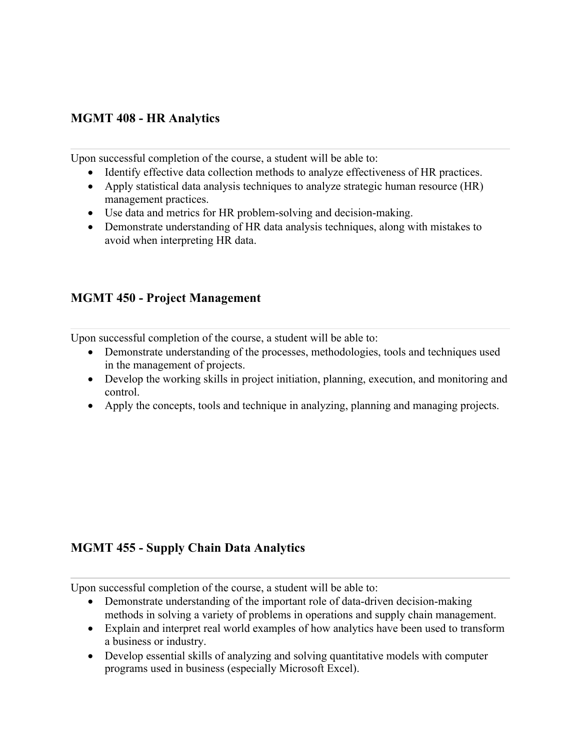### MGMT 408 - HR Analytics

---

Upon successful completion of the course, a student will be able to:

- Identify effective data collection methods to analyze effectiveness of HR practices.
- Apply statistical data analysis techniques to analyze strategic human resource (HR) management practices.
- Use data and metrics for HR problem-solving and decision-making.
- Demonstrate understanding of HR data analysis techniques, along with mistakes to avoid when interpreting HR data.

### MGMT 450 - Project Management

---

Upon successful completion of the course, a student will be able to:

- Demonstrate understanding of the processes, methodologies, tools and techniques used in the management of projects.
- Develop the working skills in project initiation, planning, execution, and monitoring and control.
- Apply the concepts, tools and technique in analyzing, planning and managing projects.

### MGMT 455 - Supply Chain Data Analytics

---

Upon successful completion of the course, a student will be able to:

- Demonstrate understanding of the important role of data-driven decision-making methods in solving a variety of problems in operations and supply chain management.
- Explain and interpret real world examples of how analytics have been used to transform a business or industry.
- Develop essential skills of analyzing and solving quantitative models with computer programs used in business (especially Microsoft Excel).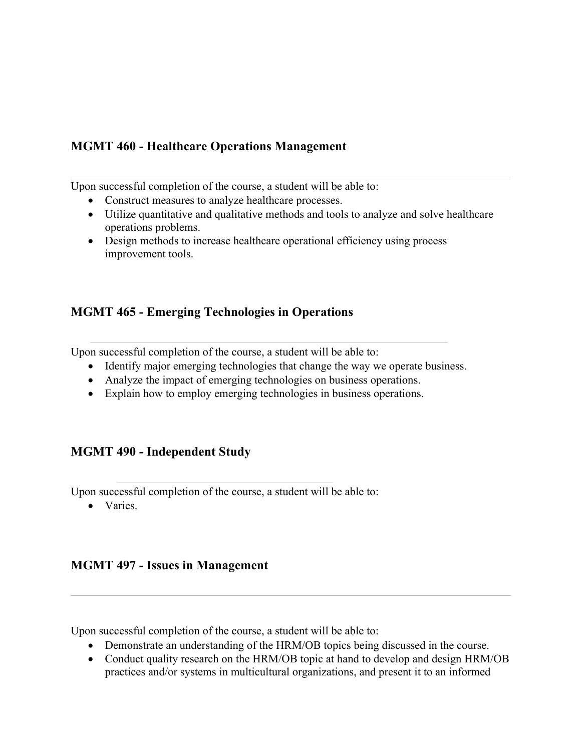### MGMT 460 - Healthcare Operations Management

---

Upon successful completion of the course, a student will be able to:

- Construct measures to analyze healthcare processes.
- Utilize quantitative and qualitative methods and tools to analyze and solve healthcare operations problems.
- Design methods to increase healthcare operational efficiency using process improvement tools.

### MGMT 465 - Emerging Technologies in Operations

---

Upon successful completion of the course, a student will be able to:

- Identify major emerging technologies that change the way we operate business.
- Analyze the impact of emerging technologies on business operations.
- Explain how to employ emerging technologies in business operations.

### MGMT 490 - Independent Study

---

Upon successful completion of the course, a student will be able to:

- Varies.

### MGMT 497 - Issues in Management

---

Upon successful completion of the course, a student will be able to:

- Demonstrate an understanding of the HRM/OB topics being discussed in the course.
- Conduct quality research on the HRM/OB topic at hand to develop and design HRM/OB practices and/or systems in multicultural organizations, and present it to an informed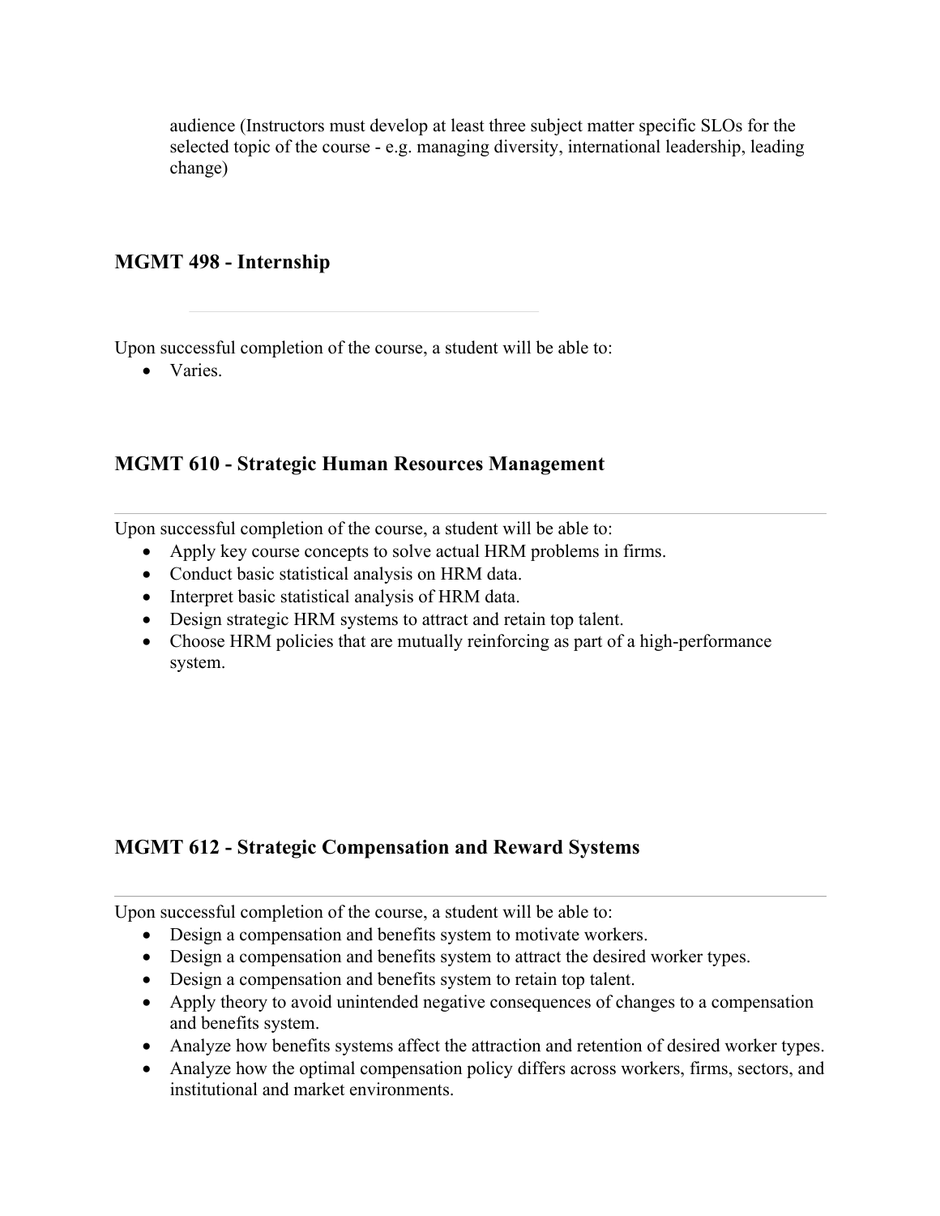audience (Instructors must develop at least three subject matter specific SLOs for the selected topic of the course - e.g. managing diversity, international leadership, leading change)

### MGMT 498 - Internship

Upon successful completion of the course, a student will be able to:

- Varies.

### MGMT 610 - Strategic Human Resources Management

Upon successful completion of the course, a student will be able to:

- Apply key course concepts to solve actual HRM problems in firms.
- Conduct basic statistical analysis on HRM data.
- Interpret basic statistical analysis of HRM data.
- Design strategic HRM systems to attract and retain top talent.
- Choose HRM policies that are mutually reinforcing as part of a high-performance system.

### MGMT 612 - Strategic Compensation and Reward Systems

Upon successful completion of the course, a student will be able to:

- Design a compensation and benefits system to motivate workers.
- Design a compensation and benefits system to attract the desired worker types.
- Design a compensation and benefits system to retain top talent.
- Apply theory to avoid unintended negative consequences of changes to a compensation and benefits system.
- Analyze how benefits systems affect the attraction and retention of desired worker types.
- Analyze how the optimal compensation policy differs across workers, firms, sectors, and institutional and market environments.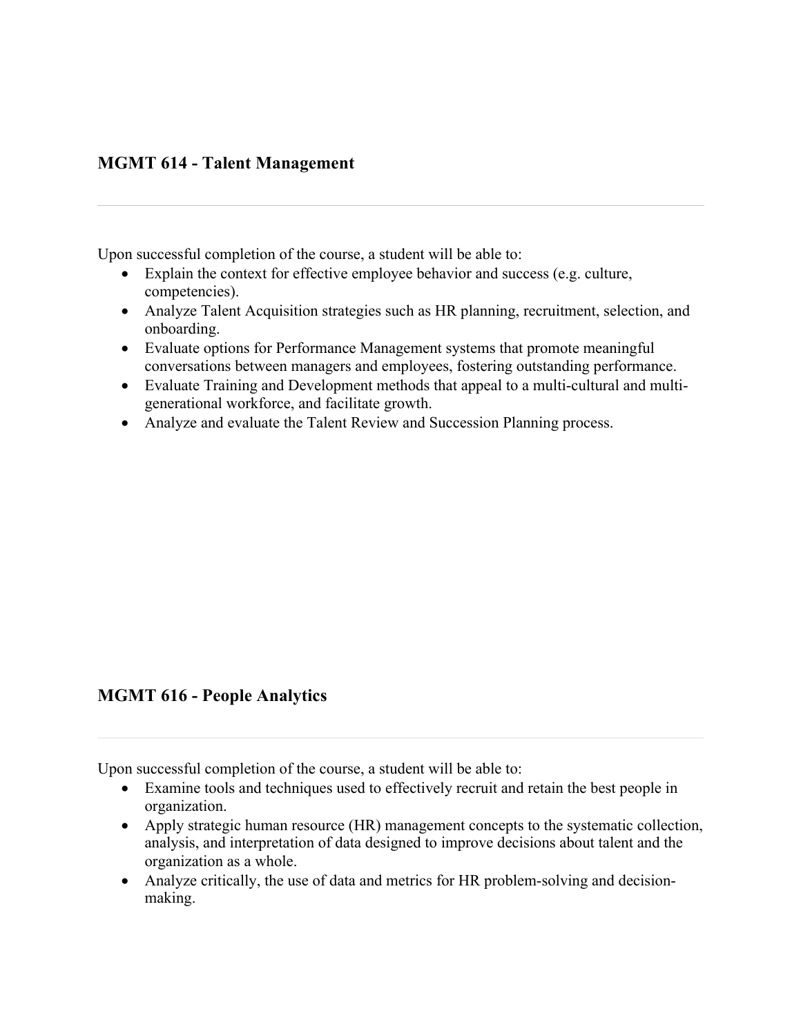### MGMT 614 - Talent Management

---

Upon successful completion of the course, a student will be able to:

- Explain the context for effective employee behavior and success (e.g. culture, competencies).
- Analyze Talent Acquisition strategies such as HR planning, recruitment, selection, and onboarding.
- Evaluate options for Performance Management systems that promote meaningful conversations between managers and employees, fostering outstanding performance.
- Evaluate Training and Development methods that appeal to a multi-cultural and multi-generational workforce, and facilitate growth.
- Analyze and evaluate the Talent Review and Succession Planning process.

### MGMT 616 - People Analytics

---

Upon successful completion of the course, a student will be able to:

- Examine tools and techniques used to effectively recruit and retain the best people in organization.
- Apply strategic human resource (HR) management concepts to the systematic collection, analysis, and interpretation of data designed to improve decisions about talent and the organization as a whole.
- Analyze critically, the use of data and metrics for HR problem-solving and decision-making.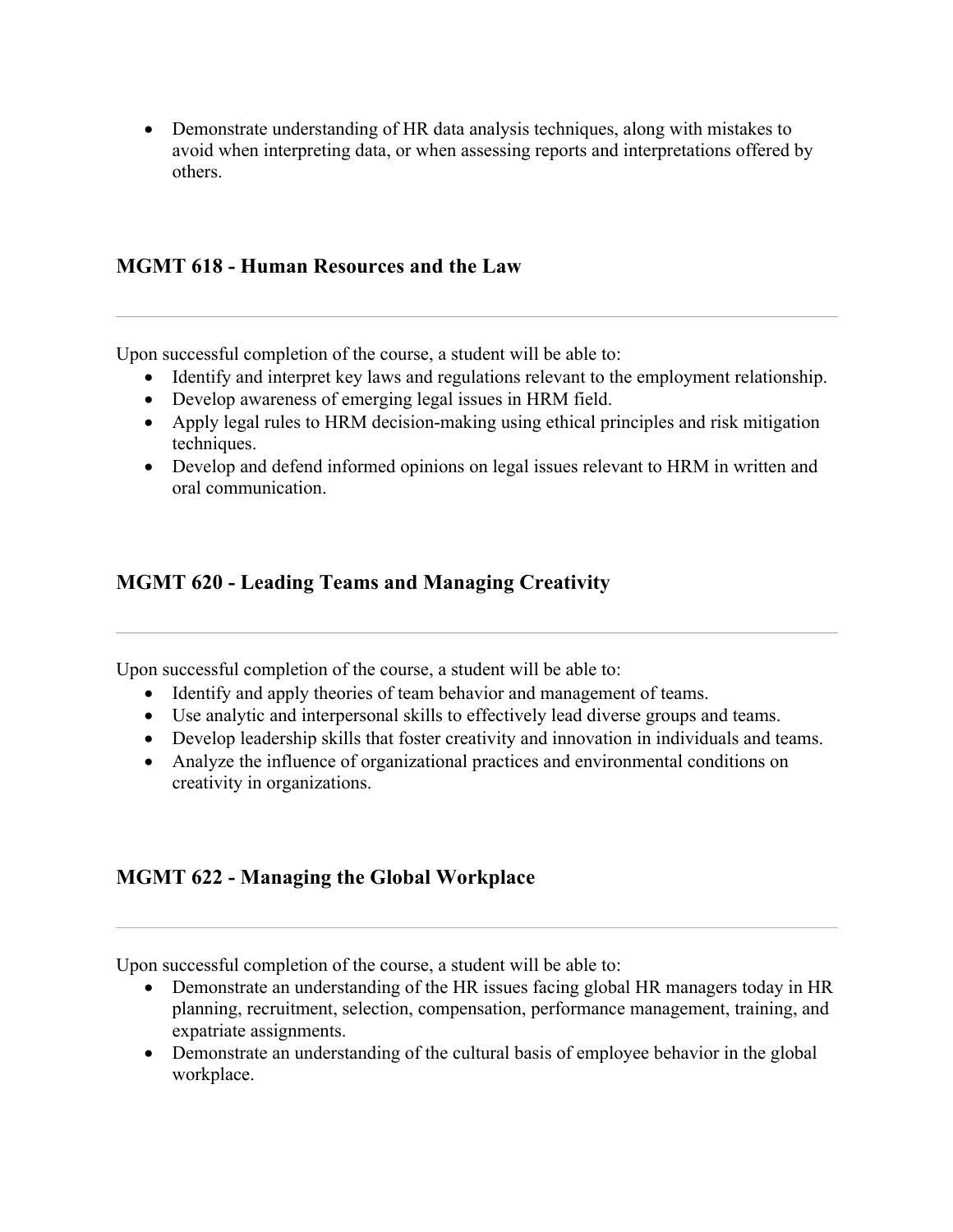- Demonstrate understanding of HR data analysis techniques, along with mistakes to avoid when interpreting data, or when assessing reports and interpretations offered by others.

### MGMT 618 - Human Resources and the Law

---

Upon successful completion of the course, a student will be able to:

- Identify and interpret key laws and regulations relevant to the employment relationship.
- Develop awareness of emerging legal issues in HRM field.
- Apply legal rules to HRM decision-making using ethical principles and risk mitigation techniques.
- Develop and defend informed opinions on legal issues relevant to HRM in written and oral communication.

### MGMT 620 - Leading Teams and Managing Creativity

---

Upon successful completion of the course, a student will be able to:

- Identify and apply theories of team behavior and management of teams.
- Use analytic and interpersonal skills to effectively lead diverse groups and teams.
- Develop leadership skills that foster creativity and innovation in individuals and teams.
- Analyze the influence of organizational practices and environmental conditions on creativity in organizations.

### MGMT 622 - Managing the Global Workplace

---

Upon successful completion of the course, a student will be able to:

- Demonstrate an understanding of the HR issues facing global HR managers today in HR planning, recruitment, selection, compensation, performance management, training, and expatriate assignments.
- Demonstrate an understanding of the cultural basis of employee behavior in the global workplace.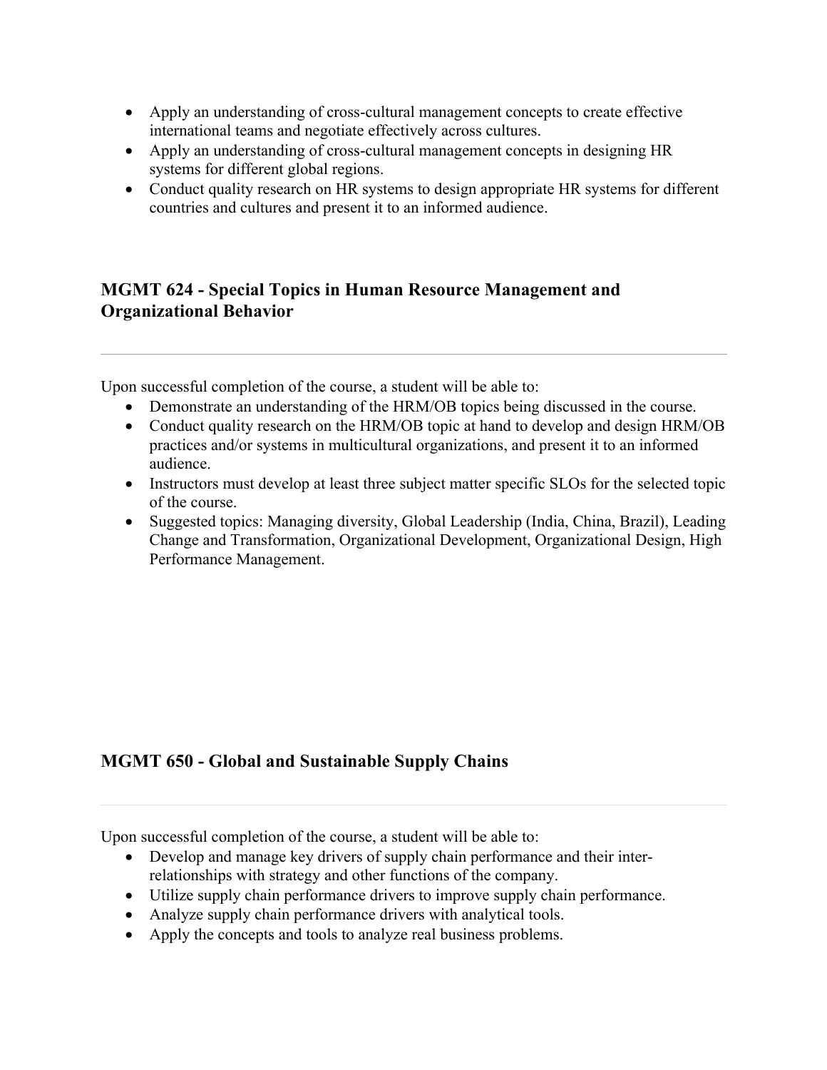- Apply an understanding of cross-cultural management concepts to create effective international teams and negotiate effectively across cultures.
- Apply an understanding of cross-cultural management concepts in designing HR systems for different global regions.
- Conduct quality research on HR systems to design appropriate HR systems for different countries and cultures and present it to an informed audience.

### MGMT 624 - Special Topics in Human Resource Management and Organizational Behavior

---

Upon successful completion of the course, a student will be able to:

- Demonstrate an understanding of the HRM/OB topics being discussed in the course.
- Conduct quality research on the HRM/OB topic at hand to develop and design HRM/OB practices and/or systems in multicultural organizations, and present it to an informed audience.
- Instructors must develop at least three subject matter specific SLOs for the selected topic of the course.
- Suggested topics: Managing diversity, Global Leadership (India, China, Brazil), Leading Change and Transformation, Organizational Development, Organizational Design, High Performance Management.

### MGMT 650 - Global and Sustainable Supply Chains

---

Upon successful completion of the course, a student will be able to:

- Develop and manage key drivers of supply chain performance and their inter-relationships with strategy and other functions of the company.
- Utilize supply chain performance drivers to improve supply chain performance.
- Analyze supply chain performance drivers with analytical tools.
- Apply the concepts and tools to analyze real business problems.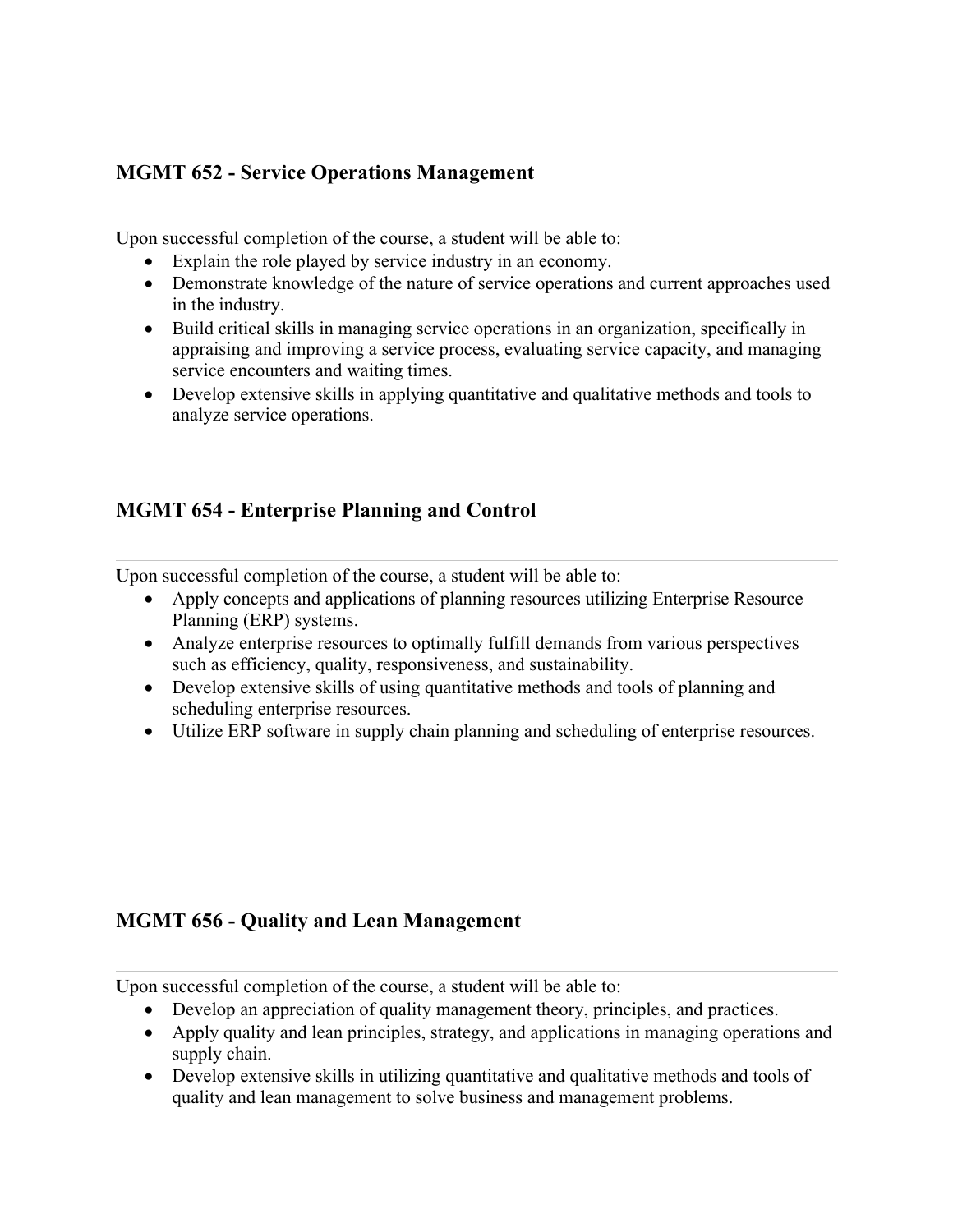### MGMT 652 - Service Operations Management

---

Upon successful completion of the course, a student will be able to:

- Explain the role played by service industry in an economy.
- Demonstrate knowledge of the nature of service operations and current approaches used in the industry.
- Build critical skills in managing service operations in an organization, specifically in appraising and improving a service process, evaluating service capacity, and managing service encounters and waiting times.
- Develop extensive skills in applying quantitative and qualitative methods and tools to analyze service operations.

### MGMT 654 - Enterprise Planning and Control

---

Upon successful completion of the course, a student will be able to:

- Apply concepts and applications of planning resources utilizing Enterprise Resource Planning (ERP) systems.
- Analyze enterprise resources to optimally fulfill demands from various perspectives such as efficiency, quality, responsiveness, and sustainability.
- Develop extensive skills of using quantitative methods and tools of planning and scheduling enterprise resources.
- Utilize ERP software in supply chain planning and scheduling of enterprise resources.

### MGMT 656 - Quality and Lean Management

---

Upon successful completion of the course, a student will be able to:

- Develop an appreciation of quality management theory, principles, and practices.
- Apply quality and lean principles, strategy, and applications in managing operations and supply chain.
- Develop extensive skills in utilizing quantitative and qualitative methods and tools of quality and lean management to solve business and management problems.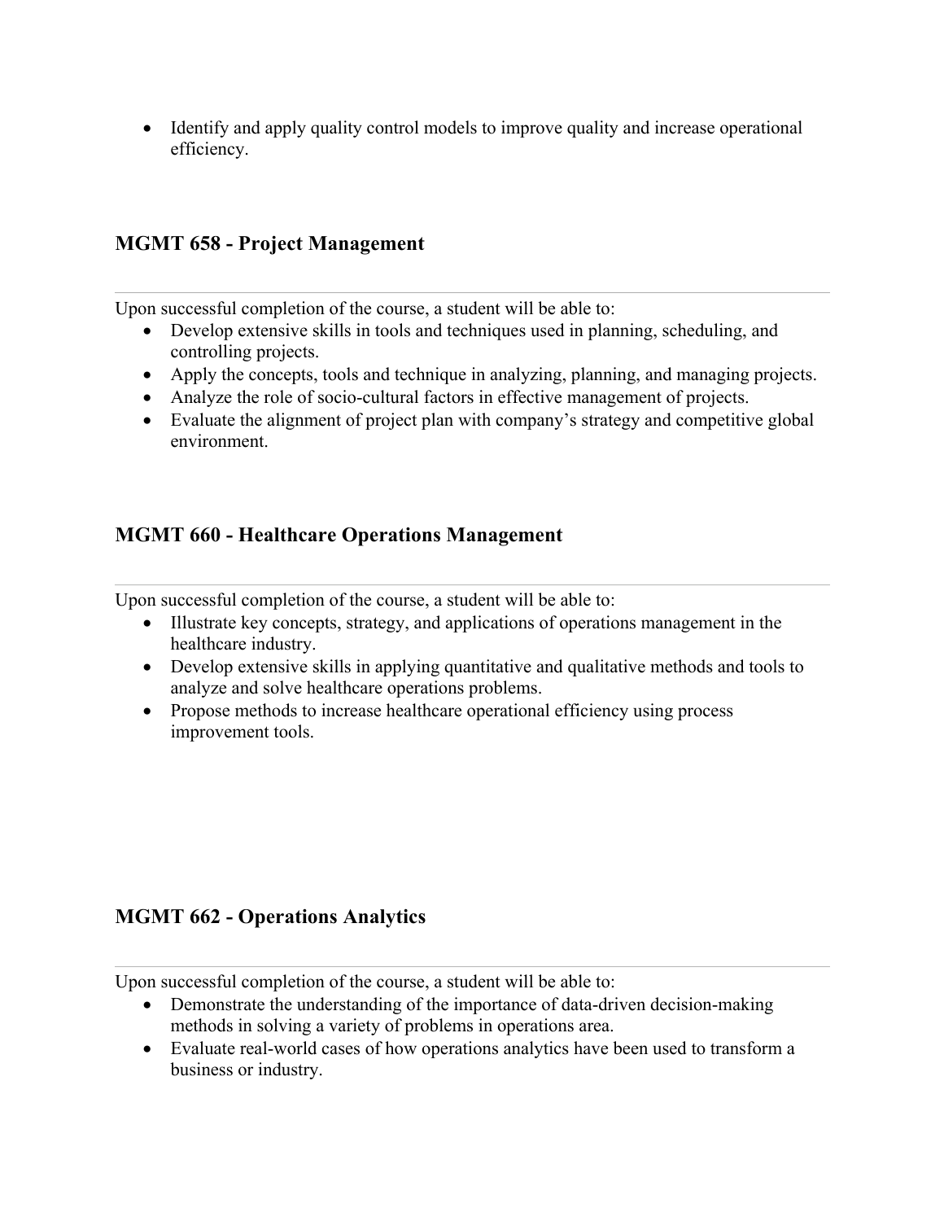- Identify and apply quality control models to improve quality and increase operational efficiency.

### MGMT 658 - Project Management

---

Upon successful completion of the course, a student will be able to:

- Develop extensive skills in tools and techniques used in planning, scheduling, and controlling projects.
- Apply the concepts, tools and technique in analyzing, planning, and managing projects.
- Analyze the role of socio-cultural factors in effective management of projects.
- Evaluate the alignment of project plan with company's strategy and competitive global environment.

### MGMT 660 - Healthcare Operations Management

---

Upon successful completion of the course, a student will be able to:

- Illustrate key concepts, strategy, and applications of operations management in the healthcare industry.
- Develop extensive skills in applying quantitative and qualitative methods and tools to analyze and solve healthcare operations problems.
- Propose methods to increase healthcare operational efficiency using process improvement tools.

### MGMT 662 - Operations Analytics

---

Upon successful completion of the course, a student will be able to:

- Demonstrate the understanding of the importance of data-driven decision-making methods in solving a variety of problems in operations area.
- Evaluate real-world cases of how operations analytics have been used to transform a business or industry.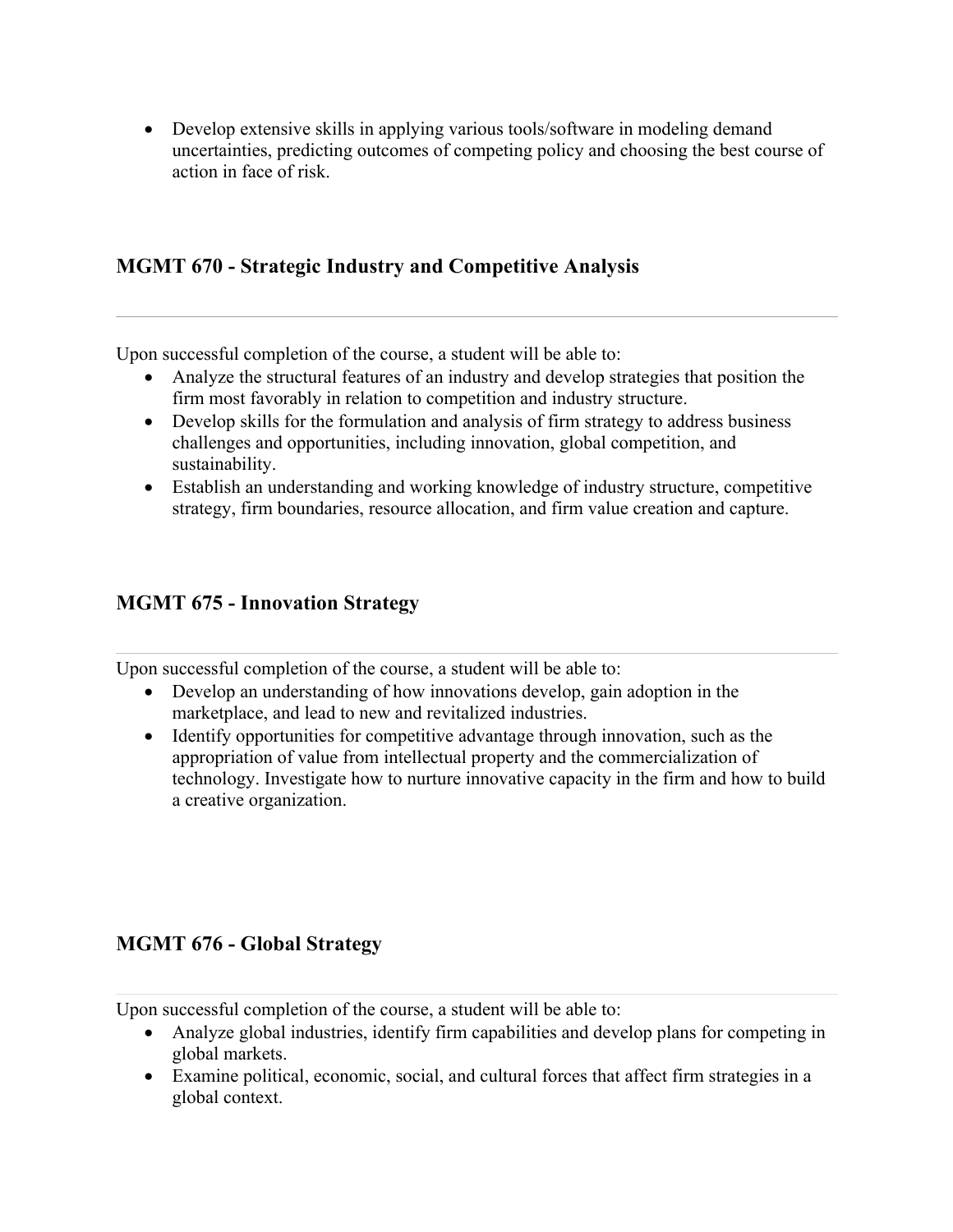- Develop extensive skills in applying various tools/software in modeling demand uncertainties, predicting outcomes of competing policy and choosing the best course of action in face of risk.

### MGMT 670 - Strategic Industry and Competitive Analysis

---

Upon successful completion of the course, a student will be able to:

- Analyze the structural features of an industry and develop strategies that position the firm most favorably in relation to competition and industry structure.
- Develop skills for the formulation and analysis of firm strategy to address business challenges and opportunities, including innovation, global competition, and sustainability.
- Establish an understanding and working knowledge of industry structure, competitive strategy, firm boundaries, resource allocation, and firm value creation and capture.

### MGMT 675 - Innovation Strategy

---

Upon successful completion of the course, a student will be able to:

- Develop an understanding of how innovations develop, gain adoption in the marketplace, and lead to new and revitalized industries.
- Identify opportunities for competitive advantage through innovation, such as the appropriation of value from intellectual property and the commercialization of technology. Investigate how to nurture innovative capacity in the firm and how to build a creative organization.

### MGMT 676 - Global Strategy

---

Upon successful completion of the course, a student will be able to:

- Analyze global industries, identify firm capabilities and develop plans for competing in global markets.
- Examine political, economic, social, and cultural forces that affect firm strategies in a global context.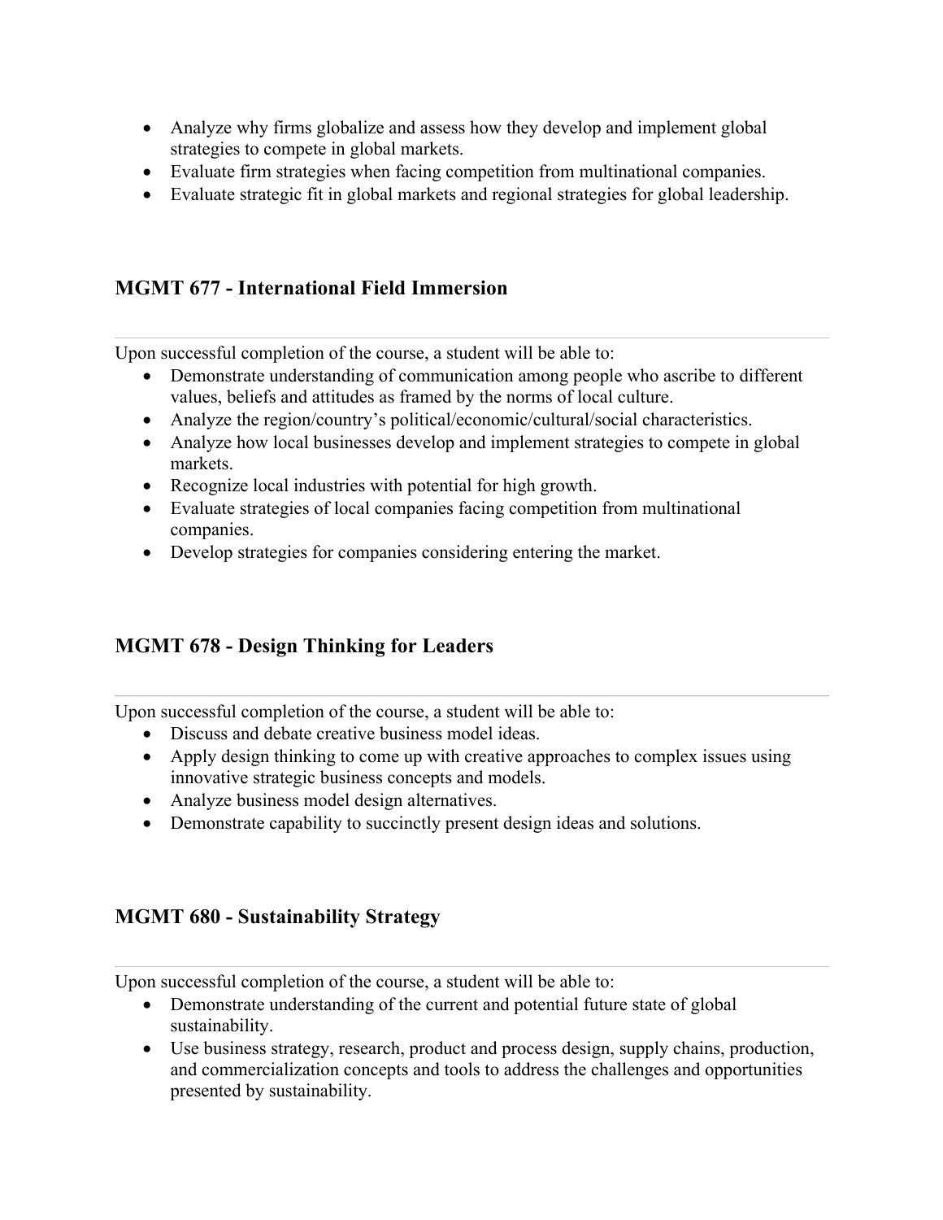- Analyze why firms globalize and assess how they develop and implement global strategies to compete in global markets.
- Evaluate firm strategies when facing competition from multinational companies.
- Evaluate strategic fit in global markets and regional strategies for global leadership.

### MGMT 677 - International Field Immersion

---

Upon successful completion of the course, a student will be able to:

- Demonstrate understanding of communication among people who ascribe to different values, beliefs and attitudes as framed by the norms of local culture.
- Analyze the region/country's political/economic/cultural/social characteristics.
- Analyze how local businesses develop and implement strategies to compete in global markets.
- Recognize local industries with potential for high growth.
- Evaluate strategies of local companies facing competition from multinational companies.
- Develop strategies for companies considering entering the market.

### MGMT 678 - Design Thinking for Leaders

---

Upon successful completion of the course, a student will be able to:

- Discuss and debate creative business model ideas.
- Apply design thinking to come up with creative approaches to complex issues using innovative strategic business concepts and models.
- Analyze business model design alternatives.
- Demonstrate capability to succinctly present design ideas and solutions.

### MGMT 680 - Sustainability Strategy

---

Upon successful completion of the course, a student will be able to:

- Demonstrate understanding of the current and potential future state of global sustainability.
- Use business strategy, research, product and process design, supply chains, production, and commercialization concepts and tools to address the challenges and opportunities presented by sustainability.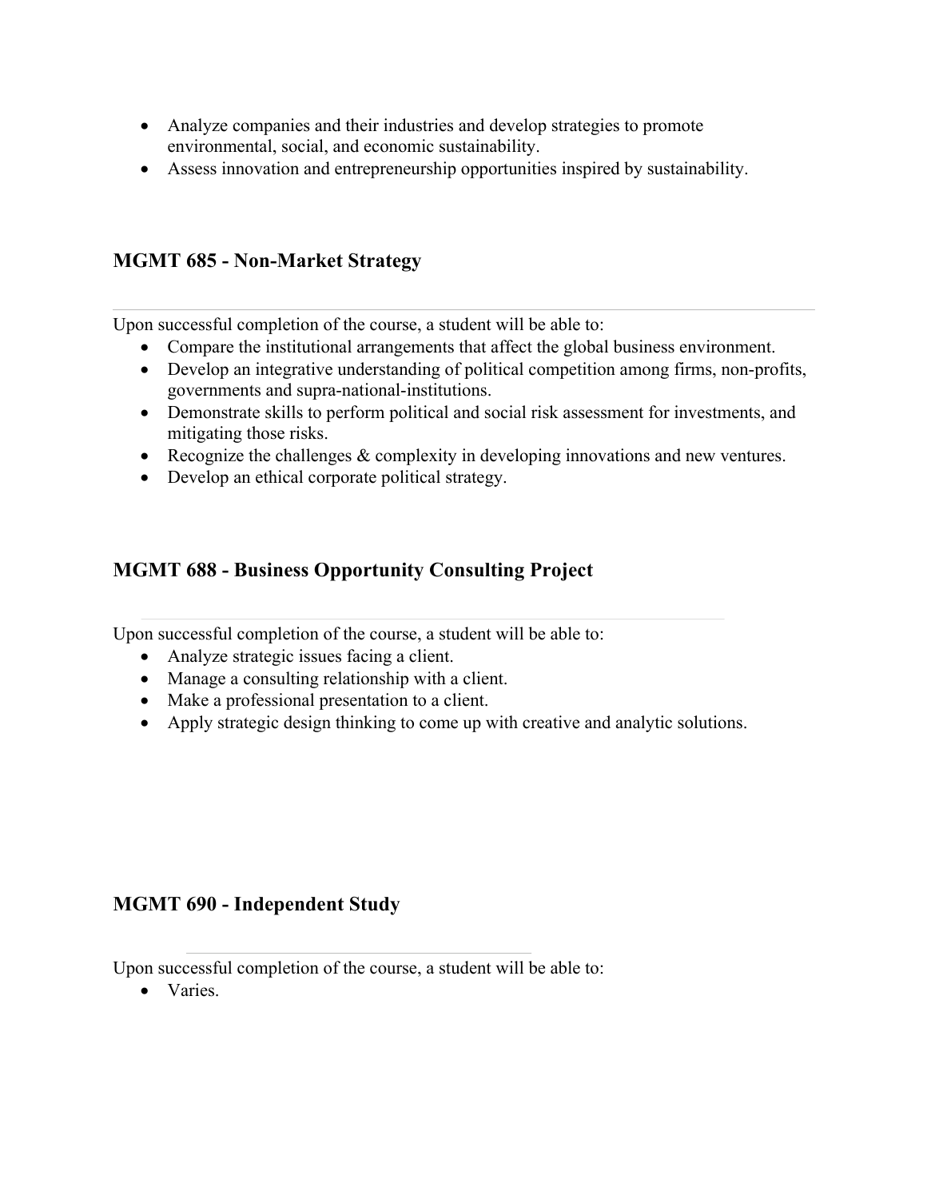- Analyze companies and their industries and develop strategies to promote environmental, social, and economic sustainability.
- Assess innovation and entrepreneurship opportunities inspired by sustainability.

### MGMT 685 - Non-Market Strategy

Upon successful completion of the course, a student will be able to:

- Compare the institutional arrangements that affect the global business environment.
- Develop an integrative understanding of political competition among firms, non-profits, governments and supra-national-institutions.
- Demonstrate skills to perform political and social risk assessment for investments, and mitigating those risks.
- Recognize the challenges & complexity in developing innovations and new ventures.
- Develop an ethical corporate political strategy.

### MGMT 688 - Business Opportunity Consulting Project

Upon successful completion of the course, a student will be able to:

- Analyze strategic issues facing a client.
- Manage a consulting relationship with a client.
- Make a professional presentation to a client.
- Apply strategic design thinking to come up with creative and analytic solutions.

### MGMT 690 - Independent Study

Upon successful completion of the course, a student will be able to:

- Varies.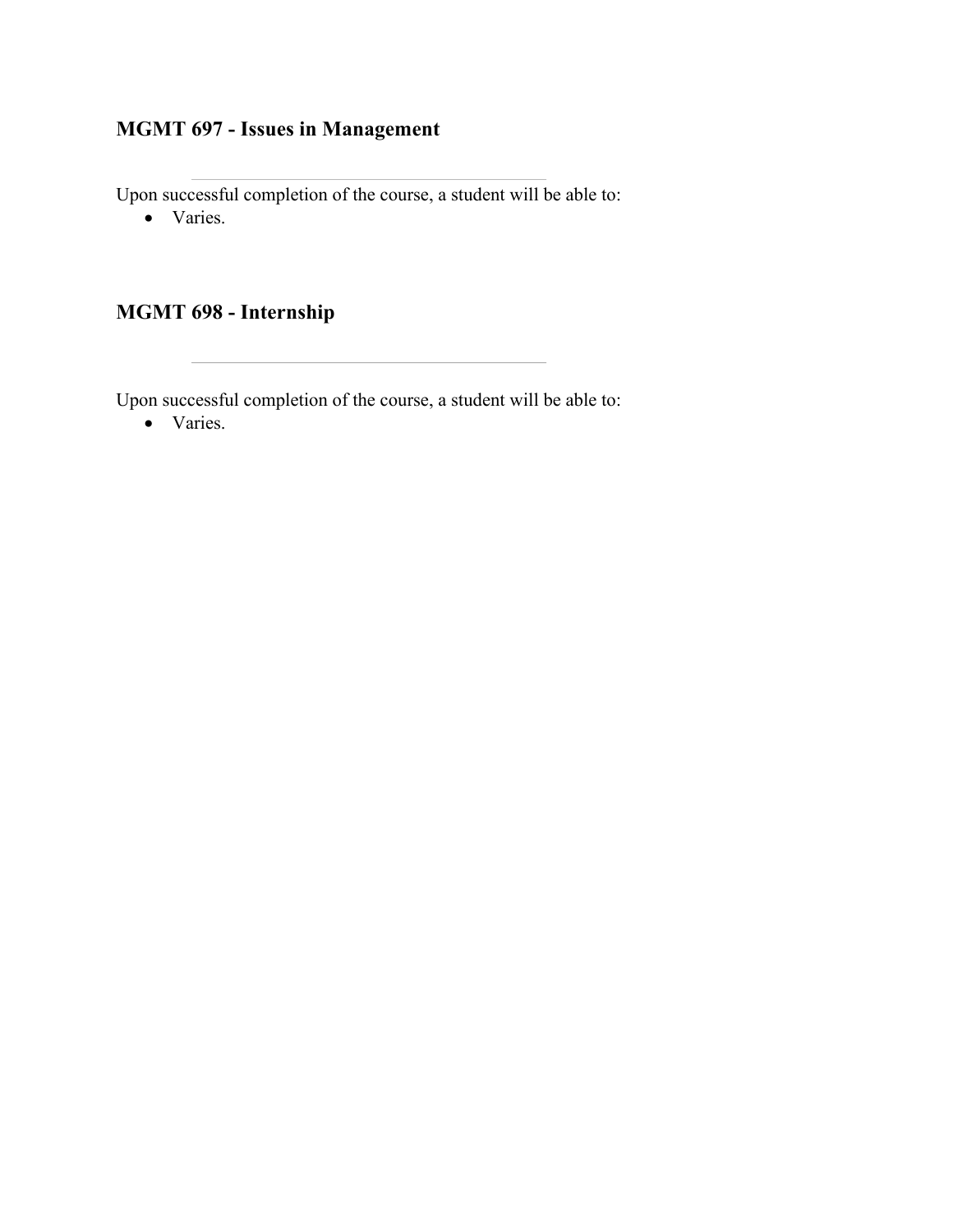### MGMT 697 - Issues in Management

---

Upon successful completion of the course, a student will be able to:

- Varies.

### MGMT 698 - Internship

---

Upon successful completion of the course, a student will be able to:

- Varies.